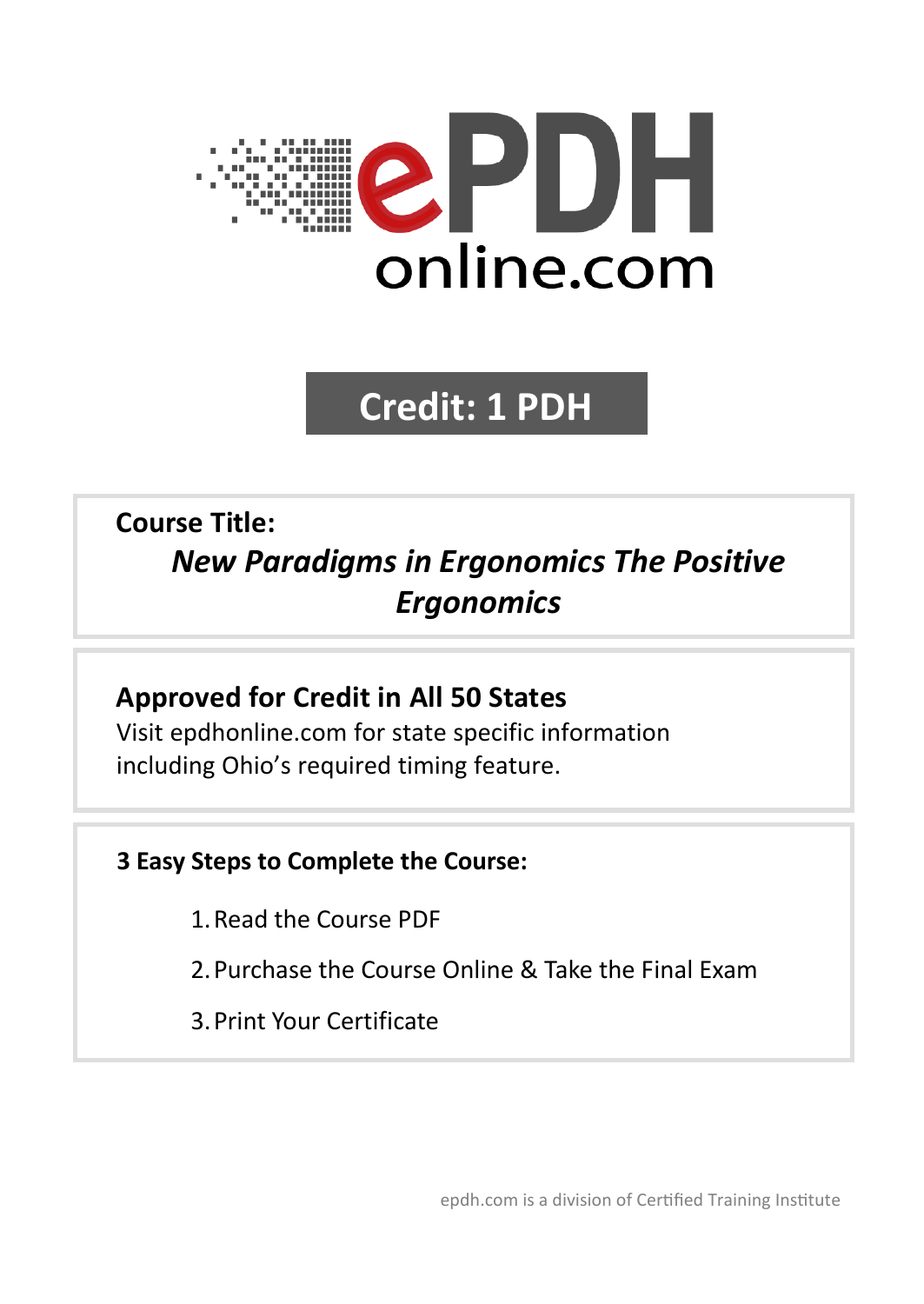# ePDH online.com

## Credit: 1 PDH

**Course Title:**

***New Paradigms in Ergonomics The Positive Ergonomics***

**Approved for Credit in All 50 States**

Visit epdhonline.com for state specific information including Ohio's required timing feature.

**3 Easy Steps to Complete the Course:**

1. Read the Course PDF
2. Purchase the Course Online & Take the Final Exam
3. Print Your Certificate

epdh.com is a division of Certified Training Institute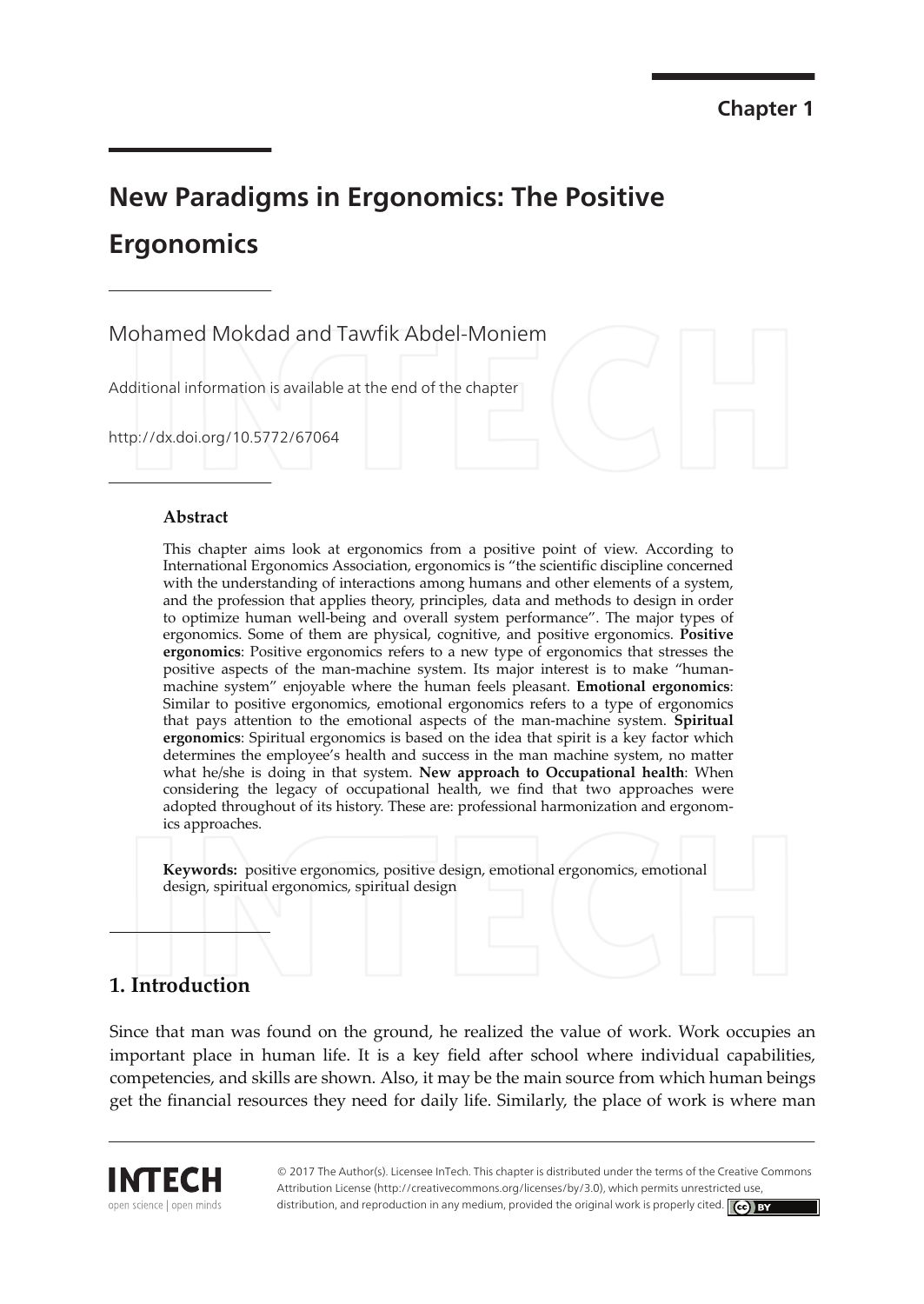Chapter 1

# New Paradigms in Ergonomics: The Positive Ergonomics

Mohamed Mokdad and Tawfik Abdel-Moniem

Additional information is available at the end of the chapter

http://dx.doi.org/10.5772/67064

### Abstract

This chapter aims look at ergonomics from a positive point of view. According to International Ergonomics Association, ergonomics is "the scientific discipline concerned with the understanding of interactions among humans and other elements of a system, and the profession that applies theory, principles, data and methods to design in order to optimize human well-being and overall system performance". The major types of ergonomics. Some of them are physical, cognitive, and positive ergonomics. **Positive ergonomics**: Positive ergonomics refers to a new type of ergonomics that stresses the positive aspects of the man-machine system. Its major interest is to make "human-machine system" enjoyable where the human feels pleasant. **Emotional ergonomics**: Similar to positive ergonomics, emotional ergonomics refers to a type of ergonomics that pays attention to the emotional aspects of the man-machine system. **Spiritual ergonomics**: Spiritual ergonomics is based on the idea that spirit is a key factor which determines the employee's health and success in the man machine system, no matter what he/she is doing in that system. **New approach to Occupational health**: When considering the legacy of occupational health, we find that two approaches were adopted throughout of its history. These are: professional harmonization and ergonomics approaches.

**Keywords:** positive ergonomics, positive design, emotional ergonomics, emotional design, spiritual ergonomics, spiritual design

## 1. Introduction

Since that man was found on the ground, he realized the value of work. Work occupies an important place in human life. It is a key field after school where individual capabilities, competencies, and skills are shown. Also, it may be the main source from which human beings get the financial resources they need for daily life. Similarly, the place of work is where man

© 2017 The Author(s). Licensee InTech. This chapter is distributed under the terms of the Creative Commons Attribution License (http://creativecommons.org/licenses/by/3.0), which permits unrestricted use, distribution, and reproduction in any medium, provided the original work is properly cited.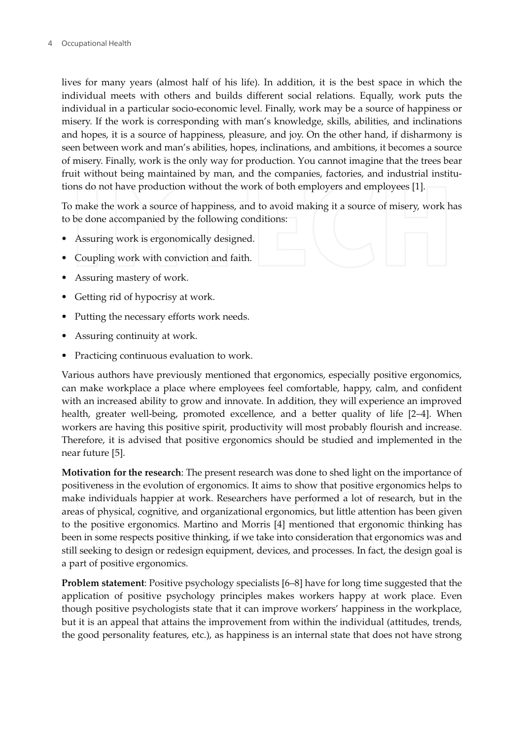lives for many years (almost half of his life). In addition, it is the best space in which the individual meets with others and builds different social relations. Equally, work puts the individual in a particular socio-economic level. Finally, work may be a source of happiness or misery. If the work is corresponding with man's knowledge, skills, abilities, and inclinations and hopes, it is a source of happiness, pleasure, and joy. On the other hand, if disharmony is seen between work and man's abilities, hopes, inclinations, and ambitions, it becomes a source of misery. Finally, work is the only way for production. You cannot imagine that the trees bear fruit without being maintained by man, and the companies, factories, and industrial institutions do not have production without the work of both employers and employees [1].

To make the work a source of happiness, and to avoid making it a source of misery, work has to be done accompanied by the following conditions:

- Assuring work is ergonomically designed.
- Coupling work with conviction and faith.
- Assuring mastery of work.
- Getting rid of hypocrisy at work.
- Putting the necessary efforts work needs.
- Assuring continuity at work.
- Practicing continuous evaluation to work.

Various authors have previously mentioned that ergonomics, especially positive ergonomics, can make workplace a place where employees feel comfortable, happy, calm, and confident with an increased ability to grow and innovate. In addition, they will experience an improved health, greater well-being, promoted excellence, and a better quality of life [2–4]. When workers are having this positive spirit, productivity will most probably flourish and increase. Therefore, it is advised that positive ergonomics should be studied and implemented in the near future [5].

**Motivation for the research**: The present research was done to shed light on the importance of positiveness in the evolution of ergonomics. It aims to show that positive ergonomics helps to make individuals happier at work. Researchers have performed a lot of research, but in the areas of physical, cognitive, and organizational ergonomics, but little attention has been given to the positive ergonomics. Martino and Morris [4] mentioned that ergonomic thinking has been in some respects positive thinking, if we take into consideration that ergonomics was and still seeking to design or redesign equipment, devices, and processes. In fact, the design goal is a part of positive ergonomics.

**Problem statement**: Positive psychology specialists [6–8] have for long time suggested that the application of positive psychology principles makes workers happy at work place. Even though positive psychologists state that it can improve workers' happiness in the workplace, but it is an appeal that attains the improvement from within the individual (attitudes, trends, the good personality features, etc.), as happiness is an internal state that does not have strong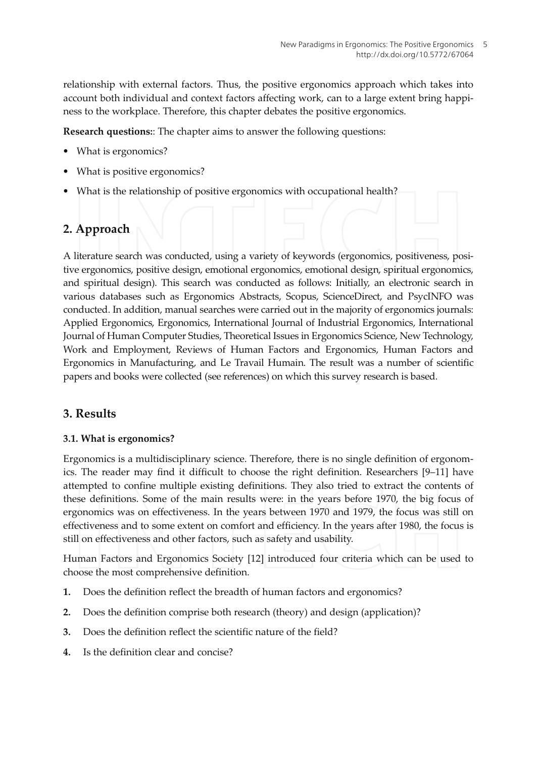relationship with external factors. Thus, the positive ergonomics approach which takes into account both individual and context factors affecting work, can to a large extent bring happiness to the workplace. Therefore, this chapter debates the positive ergonomics.

**Research questions:**: The chapter aims to answer the following questions:

- What is ergonomics?
- What is positive ergonomics?
- What is the relationship of positive ergonomics with occupational health?

## 2. Approach

A literature search was conducted, using a variety of keywords (ergonomics, positiveness, positive ergonomics, positive design, emotional ergonomics, emotional design, spiritual ergonomics, and spiritual design). This search was conducted as follows: Initially, an electronic search in various databases such as Ergonomics Abstracts, Scopus, ScienceDirect, and PsycINFO was conducted. In addition, manual searches were carried out in the majority of ergonomics journals: Applied Ergonomics, Ergonomics, International Journal of Industrial Ergonomics, International Journal of Human Computer Studies, Theoretical Issues in Ergonomics Science, New Technology, Work and Employment, Reviews of Human Factors and Ergonomics, Human Factors and Ergonomics in Manufacturing, and Le Travail Humain. The result was a number of scientific papers and books were collected (see references) on which this survey research is based.

## 3. Results

### 3.1. What is ergonomics?

Ergonomics is a multidisciplinary science. Therefore, there is no single definition of ergonomics. The reader may find it difficult to choose the right definition. Researchers [9–11] have attempted to confine multiple existing definitions. They also tried to extract the contents of these definitions. Some of the main results were: in the years before 1970, the big focus of ergonomics was on effectiveness. In the years between 1970 and 1979, the focus was still on effectiveness and to some extent on comfort and efficiency. In the years after 1980, the focus is still on effectiveness and other factors, such as safety and usability.

Human Factors and Ergonomics Society [12] introduced four criteria which can be used to choose the most comprehensive definition.

1. Does the definition reflect the breadth of human factors and ergonomics?
2. Does the definition comprise both research (theory) and design (application)?
3. Does the definition reflect the scientific nature of the field?
4. Is the definition clear and concise?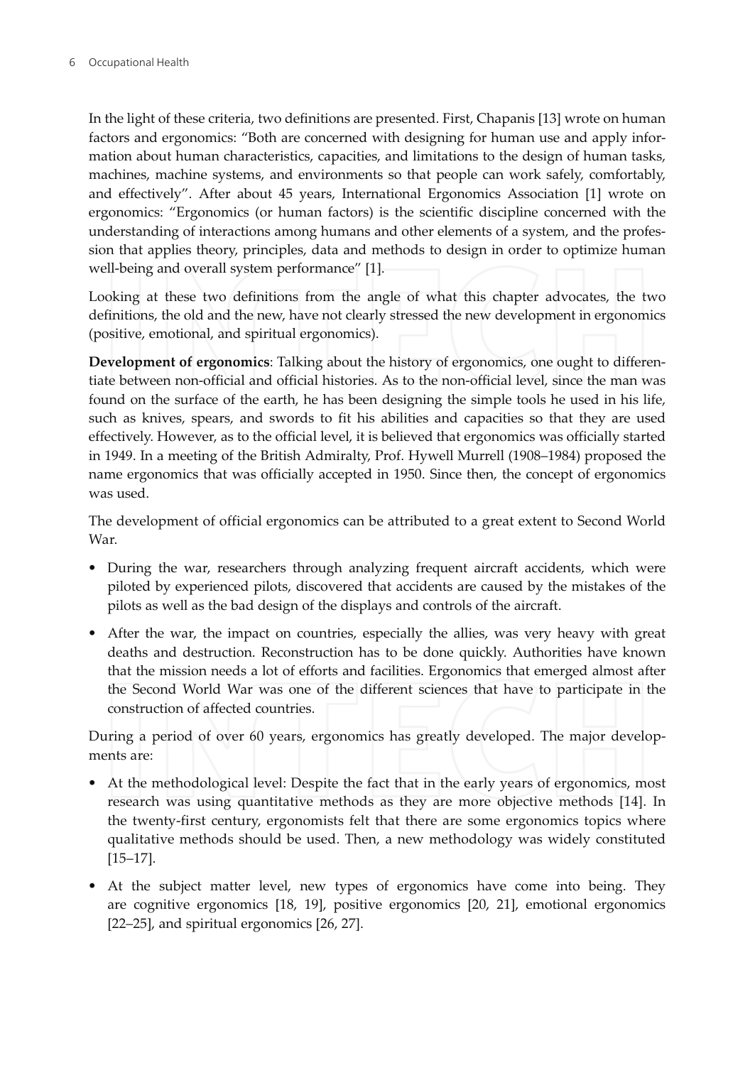In the light of these criteria, two definitions are presented. First, Chapanis [13] wrote on human factors and ergonomics: "Both are concerned with designing for human use and apply information about human characteristics, capacities, and limitations to the design of human tasks, machines, machine systems, and environments so that people can work safely, comfortably, and effectively". After about 45 years, International Ergonomics Association [1] wrote on ergonomics: "Ergonomics (or human factors) is the scientific discipline concerned with the understanding of interactions among humans and other elements of a system, and the profession that applies theory, principles, data and methods to design in order to optimize human well-being and overall system performance" [1].

Looking at these two definitions from the angle of what this chapter advocates, the two definitions, the old and the new, have not clearly stressed the new development in ergonomics (positive, emotional, and spiritual ergonomics).

**Development of ergonomics**: Talking about the history of ergonomics, one ought to differentiate between non-official and official histories. As to the non-official level, since the man was found on the surface of the earth, he has been designing the simple tools he used in his life, such as knives, spears, and swords to fit his abilities and capacities so that they are used effectively. However, as to the official level, it is believed that ergonomics was officially started in 1949. In a meeting of the British Admiralty, Prof. Hywell Murrell (1908–1984) proposed the name ergonomics that was officially accepted in 1950. Since then, the concept of ergonomics was used.

The development of official ergonomics can be attributed to a great extent to Second World War.

- During the war, researchers through analyzing frequent aircraft accidents, which were piloted by experienced pilots, discovered that accidents are caused by the mistakes of the pilots as well as the bad design of the displays and controls of the aircraft.
- After the war, the impact on countries, especially the allies, was very heavy with great deaths and destruction. Reconstruction has to be done quickly. Authorities have known that the mission needs a lot of efforts and facilities. Ergonomics that emerged almost after the Second World War was one of the different sciences that have to participate in the construction of affected countries.

During a period of over 60 years, ergonomics has greatly developed. The major developments are:

- At the methodological level: Despite the fact that in the early years of ergonomics, most research was using quantitative methods as they are more objective methods [14]. In the twenty-first century, ergonomists felt that there are some ergonomics topics where qualitative methods should be used. Then, a new methodology was widely constituted [15–17].
- At the subject matter level, new types of ergonomics have come into being. They are cognitive ergonomics [18, 19], positive ergonomics [20, 21], emotional ergonomics [22–25], and spiritual ergonomics [26, 27].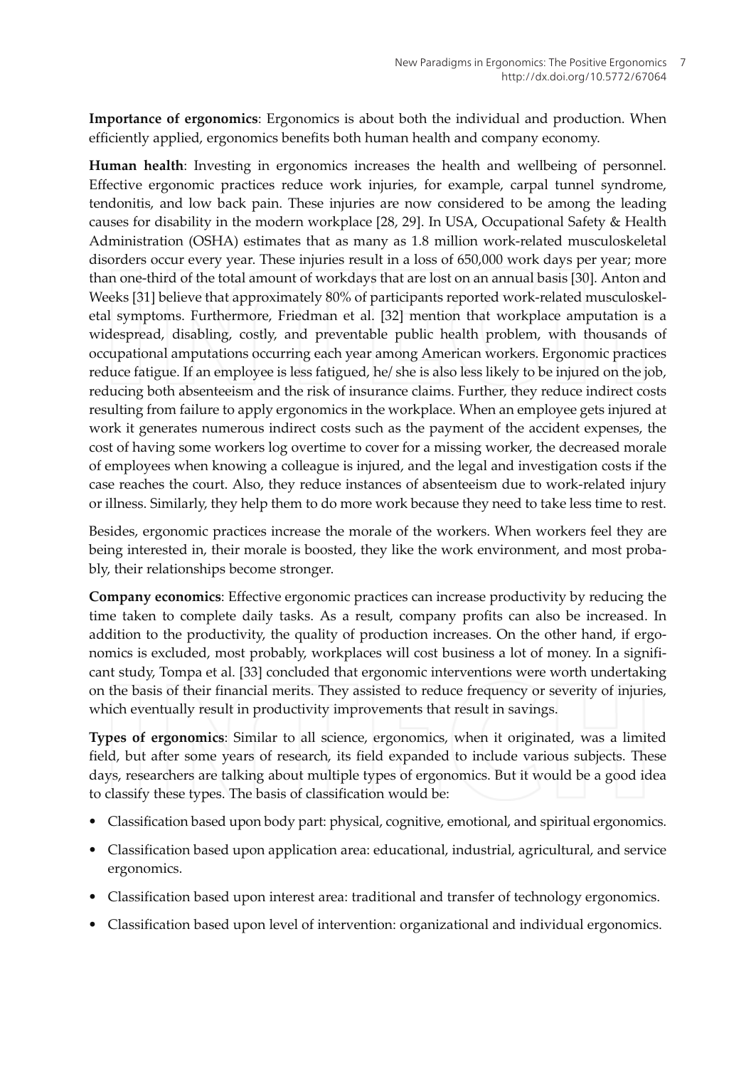**Importance of ergonomics**: Ergonomics is about both the individual and production. When efficiently applied, ergonomics benefits both human health and company economy.

**Human health**: Investing in ergonomics increases the health and wellbeing of personnel. Effective ergonomic practices reduce work injuries, for example, carpal tunnel syndrome, tendonitis, and low back pain. These injuries are now considered to be among the leading causes for disability in the modern workplace [28, 29]. In USA, Occupational Safety & Health Administration (OSHA) estimates that as many as 1.8 million work-related musculoskeletal disorders occur every year. These injuries result in a loss of 650,000 work days per year; more than one-third of the total amount of workdays that are lost on an annual basis [30]. Anton and Weeks [31] believe that approximately 80% of participants reported work-related musculoskeletal symptoms. Furthermore, Friedman et al. [32] mention that workplace amputation is a widespread, disabling, costly, and preventable public health problem, with thousands of occupational amputations occurring each year among American workers. Ergonomic practices reduce fatigue. If an employee is less fatigued, he/ she is also less likely to be injured on the job, reducing both absenteeism and the risk of insurance claims. Further, they reduce indirect costs resulting from failure to apply ergonomics in the workplace. When an employee gets injured at work it generates numerous indirect costs such as the payment of the accident expenses, the cost of having some workers log overtime to cover for a missing worker, the decreased morale of employees when knowing a colleague is injured, and the legal and investigation costs if the case reaches the court. Also, they reduce instances of absenteeism due to work-related injury or illness. Similarly, they help them to do more work because they need to take less time to rest.

Besides, ergonomic practices increase the morale of the workers. When workers feel they are being interested in, their morale is boosted, they like the work environment, and most probably, their relationships become stronger.

**Company economics**: Effective ergonomic practices can increase productivity by reducing the time taken to complete daily tasks. As a result, company profits can also be increased. In addition to the productivity, the quality of production increases. On the other hand, if ergonomics is excluded, most probably, workplaces will cost business a lot of money. In a significant study, Tompa et al. [33] concluded that ergonomic interventions were worth undertaking on the basis of their financial merits. They assisted to reduce frequency or severity of injuries, which eventually result in productivity improvements that result in savings.

**Types of ergonomics**: Similar to all science, ergonomics, when it originated, was a limited field, but after some years of research, its field expanded to include various subjects. These days, researchers are talking about multiple types of ergonomics. But it would be a good idea to classify these types. The basis of classification would be:

- Classification based upon body part: physical, cognitive, emotional, and spiritual ergonomics.
- Classification based upon application area: educational, industrial, agricultural, and service ergonomics.
- Classification based upon interest area: traditional and transfer of technology ergonomics.
- Classification based upon level of intervention: organizational and individual ergonomics.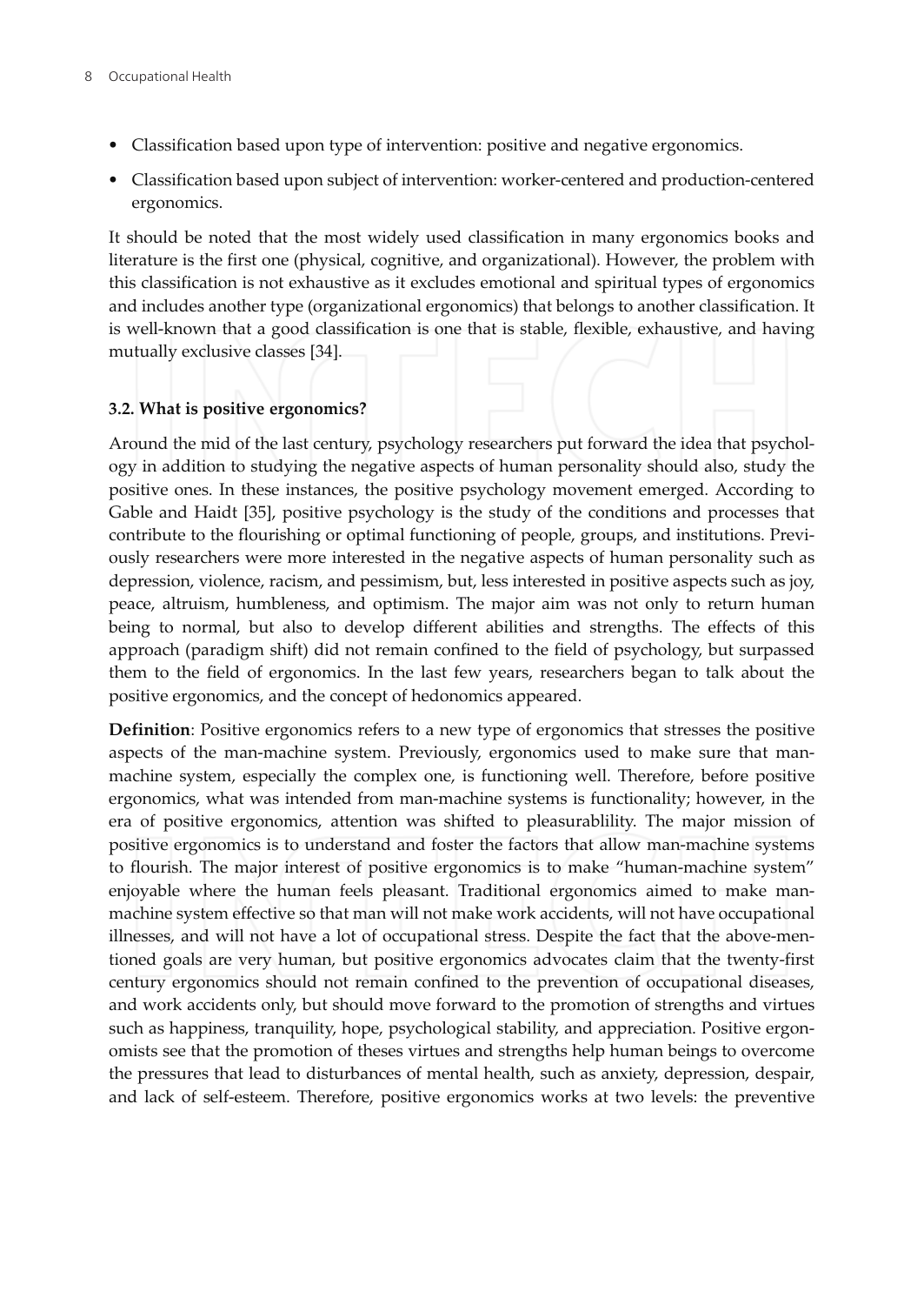- Classification based upon type of intervention: positive and negative ergonomics.
- Classification based upon subject of intervention: worker-centered and production-centered ergonomics.

It should be noted that the most widely used classification in many ergonomics books and literature is the first one (physical, cognitive, and organizational). However, the problem with this classification is not exhaustive as it excludes emotional and spiritual types of ergonomics and includes another type (organizational ergonomics) that belongs to another classification. It is well-known that a good classification is one that is stable, flexible, exhaustive, and having mutually exclusive classes [34].

### 3.2. What is positive ergonomics?

Around the mid of the last century, psychology researchers put forward the idea that psychology in addition to studying the negative aspects of human personality should also, study the positive ones. In these instances, the positive psychology movement emerged. According to Gable and Haidt [35], positive psychology is the study of the conditions and processes that contribute to the flourishing or optimal functioning of people, groups, and institutions. Previously researchers were more interested in the negative aspects of human personality such as depression, violence, racism, and pessimism, but, less interested in positive aspects such as joy, peace, altruism, humbleness, and optimism. The major aim was not only to return human being to normal, but also to develop different abilities and strengths. The effects of this approach (paradigm shift) did not remain confined to the field of psychology, but surpassed them to the field of ergonomics. In the last few years, researchers began to talk about the positive ergonomics, and the concept of hedonomics appeared.

**Definition**: Positive ergonomics refers to a new type of ergonomics that stresses the positive aspects of the man-machine system. Previously, ergonomics used to make sure that man-machine system, especially the complex one, is functioning well. Therefore, before positive ergonomics, what was intended from man-machine systems is functionality; however, in the era of positive ergonomics, attention was shifted to pleasurablility. The major mission of positive ergonomics is to understand and foster the factors that allow man-machine systems to flourish. The major interest of positive ergonomics is to make "human-machine system" enjoyable where the human feels pleasant. Traditional ergonomics aimed to make man-machine system effective so that man will not make work accidents, will not have occupational illnesses, and will not have a lot of occupational stress. Despite the fact that the above-mentioned goals are very human, but positive ergonomics advocates claim that the twenty-first century ergonomics should not remain confined to the prevention of occupational diseases, and work accidents only, but should move forward to the promotion of strengths and virtues such as happiness, tranquility, hope, psychological stability, and appreciation. Positive ergonomists see that the promotion of theses virtues and strengths help human beings to overcome the pressures that lead to disturbances of mental health, such as anxiety, depression, despair, and lack of self-esteem. Therefore, positive ergonomics works at two levels: the preventive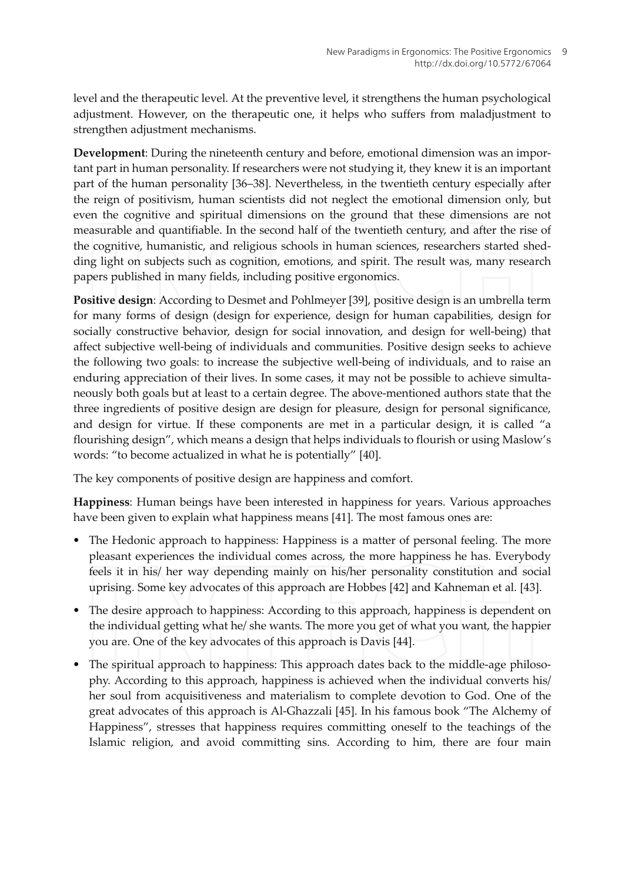level and the therapeutic level. At the preventive level, it strengthens the human psychological adjustment. However, on the therapeutic one, it helps who suffers from maladjustment to strengthen adjustment mechanisms.

**Development**: During the nineteenth century and before, emotional dimension was an important part in human personality. If researchers were not studying it, they knew it is an important part of the human personality [36–38]. Nevertheless, in the twentieth century especially after the reign of positivism, human scientists did not neglect the emotional dimension only, but even the cognitive and spiritual dimensions on the ground that these dimensions are not measurable and quantifiable. In the second half of the twentieth century, and after the rise of the cognitive, humanistic, and religious schools in human sciences, researchers started shedding light on subjects such as cognition, emotions, and spirit. The result was, many research papers published in many fields, including positive ergonomics.

**Positive design**: According to Desmet and Pohlmeyer [39], positive design is an umbrella term for many forms of design (design for experience, design for human capabilities, design for socially constructive behavior, design for social innovation, and design for well-being) that affect subjective well-being of individuals and communities. Positive design seeks to achieve the following two goals: to increase the subjective well-being of individuals, and to raise an enduring appreciation of their lives. In some cases, it may not be possible to achieve simultaneously both goals but at least to a certain degree. The above-mentioned authors state that the three ingredients of positive design are design for pleasure, design for personal significance, and design for virtue. If these components are met in a particular design, it is called "a flourishing design", which means a design that helps individuals to flourish or using Maslow's words: "to become actualized in what he is potentially" [40].

The key components of positive design are happiness and comfort.

**Happiness**: Human beings have been interested in happiness for years. Various approaches have been given to explain what happiness means [41]. The most famous ones are:

- The Hedonic approach to happiness: Happiness is a matter of personal feeling. The more pleasant experiences the individual comes across, the more happiness he has. Everybody feels it in his/ her way depending mainly on his/her personality constitution and social uprising. Some key advocates of this approach are Hobbes [42] and Kahneman et al. [43].
- The desire approach to happiness: According to this approach, happiness is dependent on the individual getting what he/ she wants. The more you get of what you want, the happier you are. One of the key advocates of this approach is Davis [44].
- The spiritual approach to happiness: This approach dates back to the middle-age philosophy. According to this approach, happiness is achieved when the individual converts his/ her soul from acquisitiveness and materialism to complete devotion to God. One of the great advocates of this approach is Al-Ghazzali [45]. In his famous book "The Alchemy of Happiness", stresses that happiness requires committing oneself to the teachings of the Islamic religion, and avoid committing sins. According to him, there are four main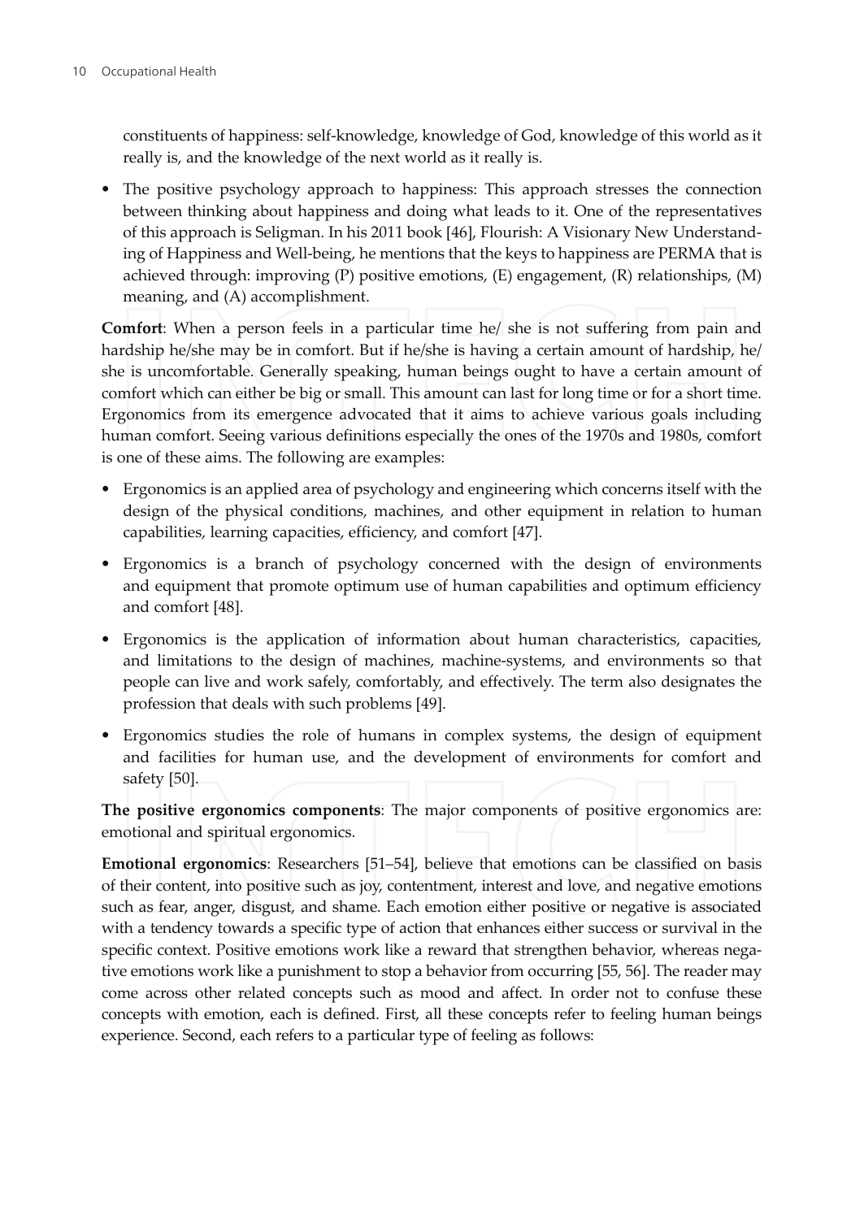constituents of happiness: self-knowledge, knowledge of God, knowledge of this world as it really is, and the knowledge of the next world as it really is.

- The positive psychology approach to happiness: This approach stresses the connection between thinking about happiness and doing what leads to it. One of the representatives of this approach is Seligman. In his 2011 book [46], Flourish: A Visionary New Understanding of Happiness and Well-being, he mentions that the keys to happiness are PERMA that is achieved through: improving (P) positive emotions, (E) engagement, (R) relationships, (M) meaning, and (A) accomplishment.

**Comfort**: When a person feels in a particular time he/ she is not suffering from pain and hardship he/she may be in comfort. But if he/she is having a certain amount of hardship, he/ she is uncomfortable. Generally speaking, human beings ought to have a certain amount of comfort which can either be big or small. This amount can last for long time or for a short time. Ergonomics from its emergence advocated that it aims to achieve various goals including human comfort. Seeing various definitions especially the ones of the 1970s and 1980s, comfort is one of these aims. The following are examples:

- Ergonomics is an applied area of psychology and engineering which concerns itself with the design of the physical conditions, machines, and other equipment in relation to human capabilities, learning capacities, efficiency, and comfort [47].
- Ergonomics is a branch of psychology concerned with the design of environments and equipment that promote optimum use of human capabilities and optimum efficiency and comfort [48].
- Ergonomics is the application of information about human characteristics, capacities, and limitations to the design of machines, machine-systems, and environments so that people can live and work safely, comfortably, and effectively. The term also designates the profession that deals with such problems [49].
- Ergonomics studies the role of humans in complex systems, the design of equipment and facilities for human use, and the development of environments for comfort and safety [50].

**The positive ergonomics components**: The major components of positive ergonomics are: emotional and spiritual ergonomics.

**Emotional ergonomics**: Researchers [51–54], believe that emotions can be classified on basis of their content, into positive such as joy, contentment, interest and love, and negative emotions such as fear, anger, disgust, and shame. Each emotion either positive or negative is associated with a tendency towards a specific type of action that enhances either success or survival in the specific context. Positive emotions work like a reward that strengthen behavior, whereas negative emotions work like a punishment to stop a behavior from occurring [55, 56]. The reader may come across other related concepts such as mood and affect. In order not to confuse these concepts with emotion, each is defined. First, all these concepts refer to feeling human beings experience. Second, each refers to a particular type of feeling as follows: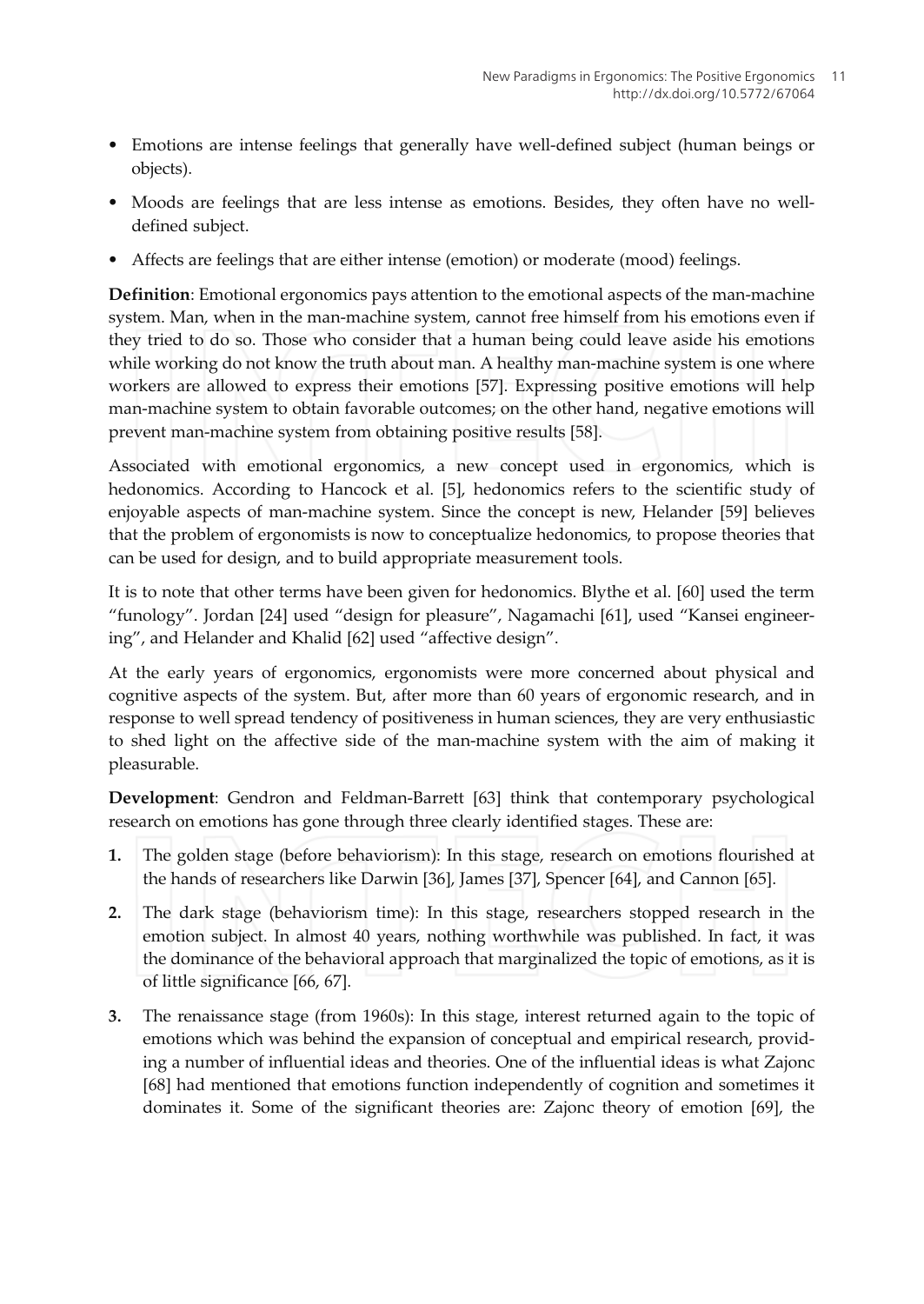- Emotions are intense feelings that generally have well-defined subject (human beings or objects).
- Moods are feelings that are less intense as emotions. Besides, they often have no well-defined subject.
- Affects are feelings that are either intense (emotion) or moderate (mood) feelings.

**Definition**: Emotional ergonomics pays attention to the emotional aspects of the man-machine system. Man, when in the man-machine system, cannot free himself from his emotions even if they tried to do so. Those who consider that a human being could leave aside his emotions while working do not know the truth about man. A healthy man-machine system is one where workers are allowed to express their emotions [57]. Expressing positive emotions will help man-machine system to obtain favorable outcomes; on the other hand, negative emotions will prevent man-machine system from obtaining positive results [58].

Associated with emotional ergonomics, a new concept used in ergonomics, which is hedonomics. According to Hancock et al. [5], hedonomics refers to the scientific study of enjoyable aspects of man-machine system. Since the concept is new, Helander [59] believes that the problem of ergonomists is now to conceptualize hedonomics, to propose theories that can be used for design, and to build appropriate measurement tools.

It is to note that other terms have been given for hedonomics. Blythe et al. [60] used the term "funology". Jordan [24] used "design for pleasure", Nagamachi [61], used "Kansei engineering", and Helander and Khalid [62] used "affective design".

At the early years of ergonomics, ergonomists were more concerned about physical and cognitive aspects of the system. But, after more than 60 years of ergonomic research, and in response to well spread tendency of positiveness in human sciences, they are very enthusiastic to shed light on the affective side of the man-machine system with the aim of making it pleasurable.

**Development**: Gendron and Feldman-Barrett [63] think that contemporary psychological research on emotions has gone through three clearly identified stages. These are:

1. The golden stage (before behaviorism): In this stage, research on emotions flourished at the hands of researchers like Darwin [36], James [37], Spencer [64], and Cannon [65].
2. The dark stage (behaviorism time): In this stage, researchers stopped research in the emotion subject. In almost 40 years, nothing worthwhile was published. In fact, it was the dominance of the behavioral approach that marginalized the topic of emotions, as it is of little significance [66, 67].
3. The renaissance stage (from 1960s): In this stage, interest returned again to the topic of emotions which was behind the expansion of conceptual and empirical research, providing a number of influential ideas and theories. One of the influential ideas is what Zajonc [68] had mentioned that emotions function independently of cognition and sometimes it dominates it. Some of the significant theories are: Zajonc theory of emotion [69], the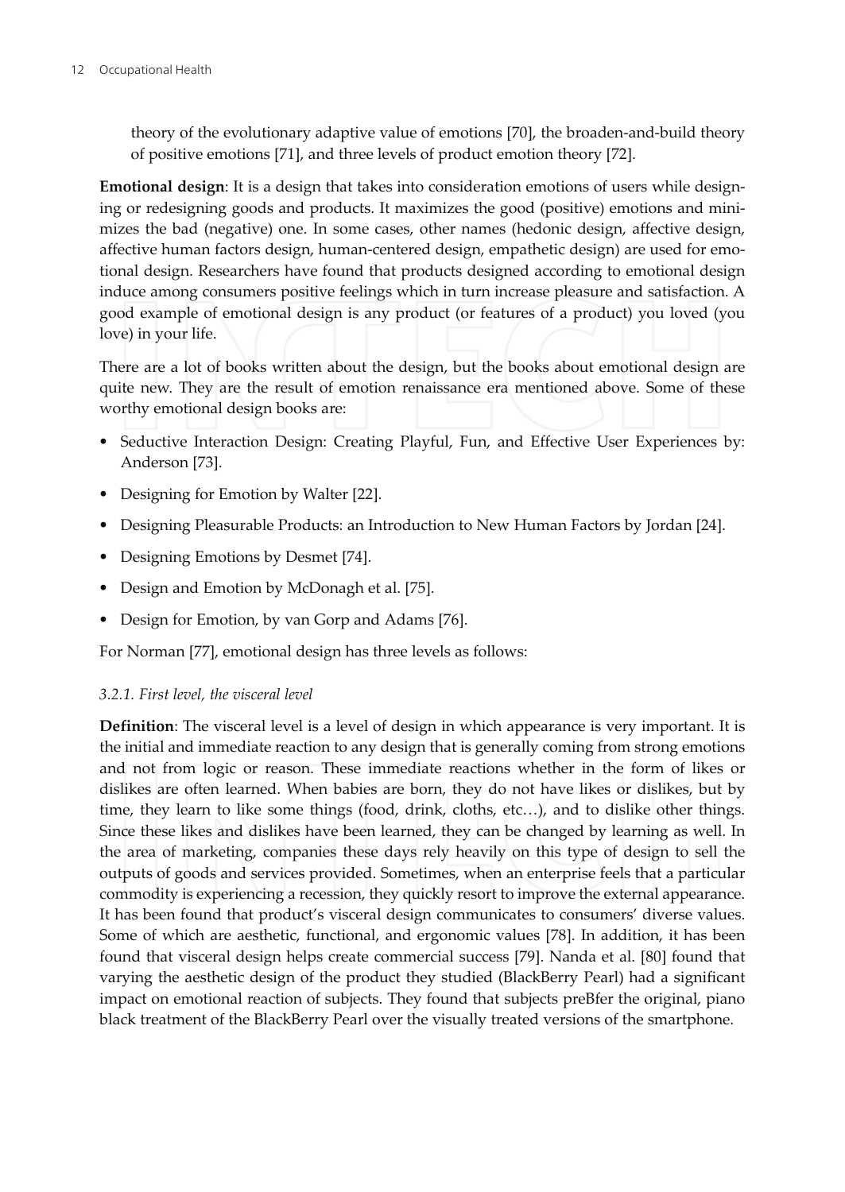theory of the evolutionary adaptive value of emotions [70], the broaden-and-build theory of positive emotions [71], and three levels of product emotion theory [72].

**Emotional design**: It is a design that takes into consideration emotions of users while designing or redesigning goods and products. It maximizes the good (positive) emotions and minimizes the bad (negative) one. In some cases, other names (hedonic design, affective design, affective human factors design, human-centered design, empathetic design) are used for emotional design. Researchers have found that products designed according to emotional design induce among consumers positive feelings which in turn increase pleasure and satisfaction. A good example of emotional design is any product (or features of a product) you loved (you love) in your life.

There are a lot of books written about the design, but the books about emotional design are quite new. They are the result of emotion renaissance era mentioned above. Some of these worthy emotional design books are:

- Seductive Interaction Design: Creating Playful, Fun, and Effective User Experiences by: Anderson [73].
- Designing for Emotion by Walter [22].
- Designing Pleasurable Products: an Introduction to New Human Factors by Jordan [24].
- Designing Emotions by Desmet [74].
- Design and Emotion by McDonagh et al. [75].
- Design for Emotion, by van Gorp and Adams [76].

For Norman [77], emotional design has three levels as follows:

#### *3.2.1. First level, the visceral level*

**Definition**: The visceral level is a level of design in which appearance is very important. It is the initial and immediate reaction to any design that is generally coming from strong emotions and not from logic or reason. These immediate reactions whether in the form of likes or dislikes are often learned. When babies are born, they do not have likes or dislikes, but by time, they learn to like some things (food, drink, cloths, etc…), and to dislike other things. Since these likes and dislikes have been learned, they can be changed by learning as well. In the area of marketing, companies these days rely heavily on this type of design to sell the outputs of goods and services provided. Sometimes, when an enterprise feels that a particular commodity is experiencing a recession, they quickly resort to improve the external appearance. It has been found that product's visceral design communicates to consumers' diverse values. Some of which are aesthetic, functional, and ergonomic values [78]. In addition, it has been found that visceral design helps create commercial success [79]. Nanda et al. [80] found that varying the aesthetic design of the product they studied (BlackBerry Pearl) had a significant impact on emotional reaction of subjects. They found that subjects preBfer the original, piano black treatment of the BlackBerry Pearl over the visually treated versions of the smartphone.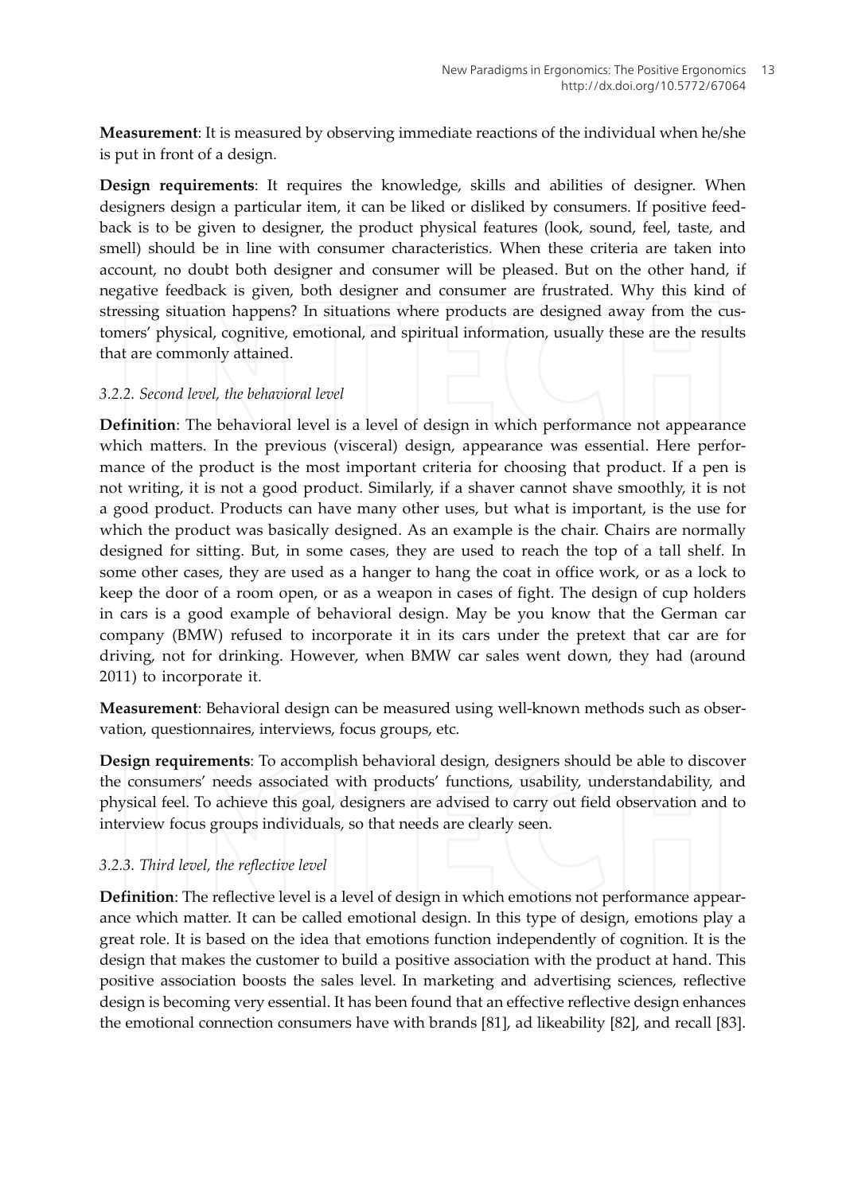**Measurement**: It is measured by observing immediate reactions of the individual when he/she is put in front of a design.

**Design requirements**: It requires the knowledge, skills and abilities of designer. When designers design a particular item, it can be liked or disliked by consumers. If positive feedback is to be given to designer, the product physical features (look, sound, feel, taste, and smell) should be in line with consumer characteristics. When these criteria are taken into account, no doubt both designer and consumer will be pleased. But on the other hand, if negative feedback is given, both designer and consumer are frustrated. Why this kind of stressing situation happens? In situations where products are designed away from the customers' physical, cognitive, emotional, and spiritual information, usually these are the results that are commonly attained.

#### *3.2.2. Second level, the behavioral level*

**Definition**: The behavioral level is a level of design in which performance not appearance which matters. In the previous (visceral) design, appearance was essential. Here performance of the product is the most important criteria for choosing that product. If a pen is not writing, it is not a good product. Similarly, if a shaver cannot shave smoothly, it is not a good product. Products can have many other uses, but what is important, is the use for which the product was basically designed. As an example is the chair. Chairs are normally designed for sitting. But, in some cases, they are used to reach the top of a tall shelf. In some other cases, they are used as a hanger to hang the coat in office work, or as a lock to keep the door of a room open, or as a weapon in cases of fight. The design of cup holders in cars is a good example of behavioral design. May be you know that the German car company (BMW) refused to incorporate it in its cars under the pretext that car are for driving, not for drinking. However, when BMW car sales went down, they had (around 2011) to incorporate it.

**Measurement**: Behavioral design can be measured using well-known methods such as observation, questionnaires, interviews, focus groups, etc.

**Design requirements**: To accomplish behavioral design, designers should be able to discover the consumers' needs associated with products' functions, usability, understandability, and physical feel. To achieve this goal, designers are advised to carry out field observation and to interview focus groups individuals, so that needs are clearly seen.

#### *3.2.3. Third level, the reflective level*

**Definition**: The reflective level is a level of design in which emotions not performance appearance which matter. It can be called emotional design. In this type of design, emotions play a great role. It is based on the idea that emotions function independently of cognition. It is the design that makes the customer to build a positive association with the product at hand. This positive association boosts the sales level. In marketing and advertising sciences, reflective design is becoming very essential. It has been found that an effective reflective design enhances the emotional connection consumers have with brands [81], ad likeability [82], and recall [83].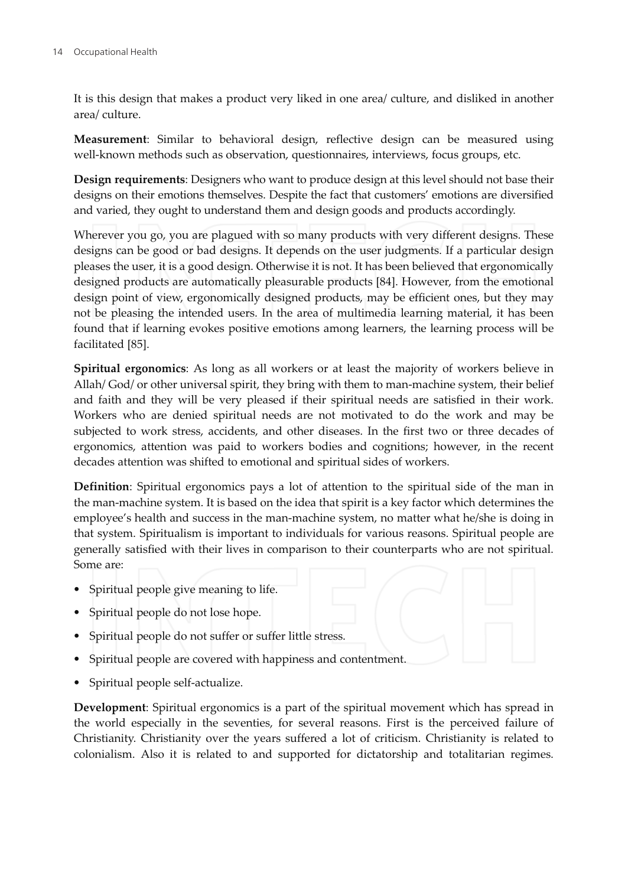It is this design that makes a product very liked in one area/ culture, and disliked in another area/ culture.

**Measurement**: Similar to behavioral design, reflective design can be measured using well-known methods such as observation, questionnaires, interviews, focus groups, etc.

**Design requirements**: Designers who want to produce design at this level should not base their designs on their emotions themselves. Despite the fact that customers' emotions are diversified and varied, they ought to understand them and design goods and products accordingly.

Wherever you go, you are plagued with so many products with very different designs. These designs can be good or bad designs. It depends on the user judgments. If a particular design pleases the user, it is a good design. Otherwise it is not. It has been believed that ergonomically designed products are automatically pleasurable products [84]. However, from the emotional design point of view, ergonomically designed products, may be efficient ones, but they may not be pleasing the intended users. In the area of multimedia learning material, it has been found that if learning evokes positive emotions among learners, the learning process will be facilitated [85].

**Spiritual ergonomics**: As long as all workers or at least the majority of workers believe in Allah/ God/ or other universal spirit, they bring with them to man-machine system, their belief and faith and they will be very pleased if their spiritual needs are satisfied in their work. Workers who are denied spiritual needs are not motivated to do the work and may be subjected to work stress, accidents, and other diseases. In the first two or three decades of ergonomics, attention was paid to workers bodies and cognitions; however, in the recent decades attention was shifted to emotional and spiritual sides of workers.

**Definition**: Spiritual ergonomics pays a lot of attention to the spiritual side of the man in the man-machine system. It is based on the idea that spirit is a key factor which determines the employee's health and success in the man-machine system, no matter what he/she is doing in that system. Spiritualism is important to individuals for various reasons. Spiritual people are generally satisfied with their lives in comparison to their counterparts who are not spiritual. Some are:

- Spiritual people give meaning to life.
- Spiritual people do not lose hope.
- Spiritual people do not suffer or suffer little stress.
- Spiritual people are covered with happiness and contentment.
- Spiritual people self-actualize.

**Development**: Spiritual ergonomics is a part of the spiritual movement which has spread in the world especially in the seventies, for several reasons. First is the perceived failure of Christianity. Christianity over the years suffered a lot of criticism. Christianity is related to colonialism. Also it is related to and supported for dictatorship and totalitarian regimes.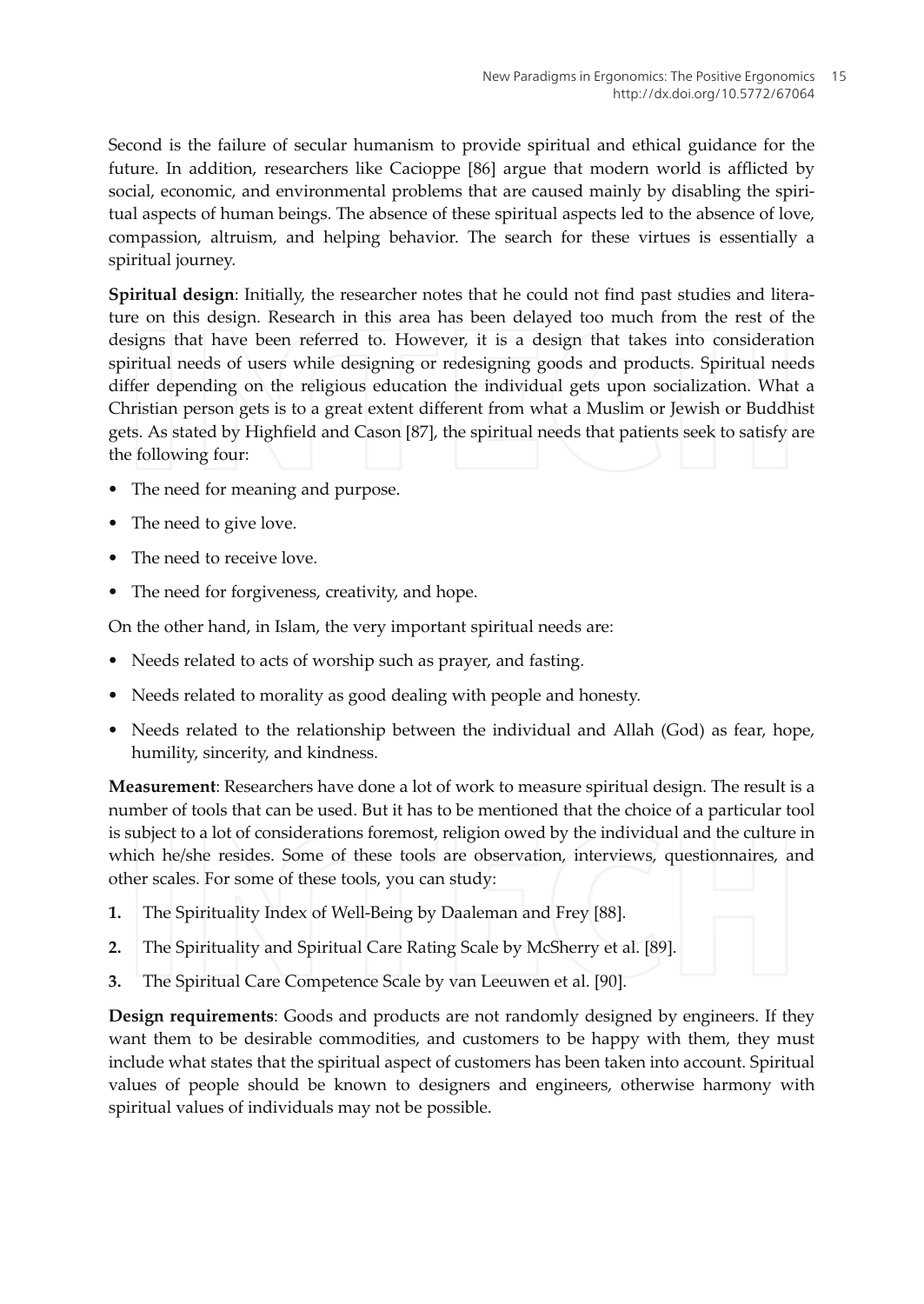Second is the failure of secular humanism to provide spiritual and ethical guidance for the future. In addition, researchers like Cacioppe [86] argue that modern world is afflicted by social, economic, and environmental problems that are caused mainly by disabling the spiritual aspects of human beings. The absence of these spiritual aspects led to the absence of love, compassion, altruism, and helping behavior. The search for these virtues is essentially a spiritual journey.

**Spiritual design**: Initially, the researcher notes that he could not find past studies and literature on this design. Research in this area has been delayed too much from the rest of the designs that have been referred to. However, it is a design that takes into consideration spiritual needs of users while designing or redesigning goods and products. Spiritual needs differ depending on the religious education the individual gets upon socialization. What a Christian person gets is to a great extent different from what a Muslim or Jewish or Buddhist gets. As stated by Highfield and Cason [87], the spiritual needs that patients seek to satisfy are the following four:

- The need for meaning and purpose.
- The need to give love.
- The need to receive love.
- The need for forgiveness, creativity, and hope.

On the other hand, in Islam, the very important spiritual needs are:

- Needs related to acts of worship such as prayer, and fasting.
- Needs related to morality as good dealing with people and honesty.
- Needs related to the relationship between the individual and Allah (God) as fear, hope, humility, sincerity, and kindness.

**Measurement**: Researchers have done a lot of work to measure spiritual design. The result is a number of tools that can be used. But it has to be mentioned that the choice of a particular tool is subject to a lot of considerations foremost, religion owed by the individual and the culture in which he/she resides. Some of these tools are observation, interviews, questionnaires, and other scales. For some of these tools, you can study:

1. The Spirituality Index of Well-Being by Daaleman and Frey [88].
2. The Spirituality and Spiritual Care Rating Scale by McSherry et al. [89].
3. The Spiritual Care Competence Scale by van Leeuwen et al. [90].

**Design requirements**: Goods and products are not randomly designed by engineers. If they want them to be desirable commodities, and customers to be happy with them, they must include what states that the spiritual aspect of customers has been taken into account. Spiritual values of people should be known to designers and engineers, otherwise harmony with spiritual values of individuals may not be possible.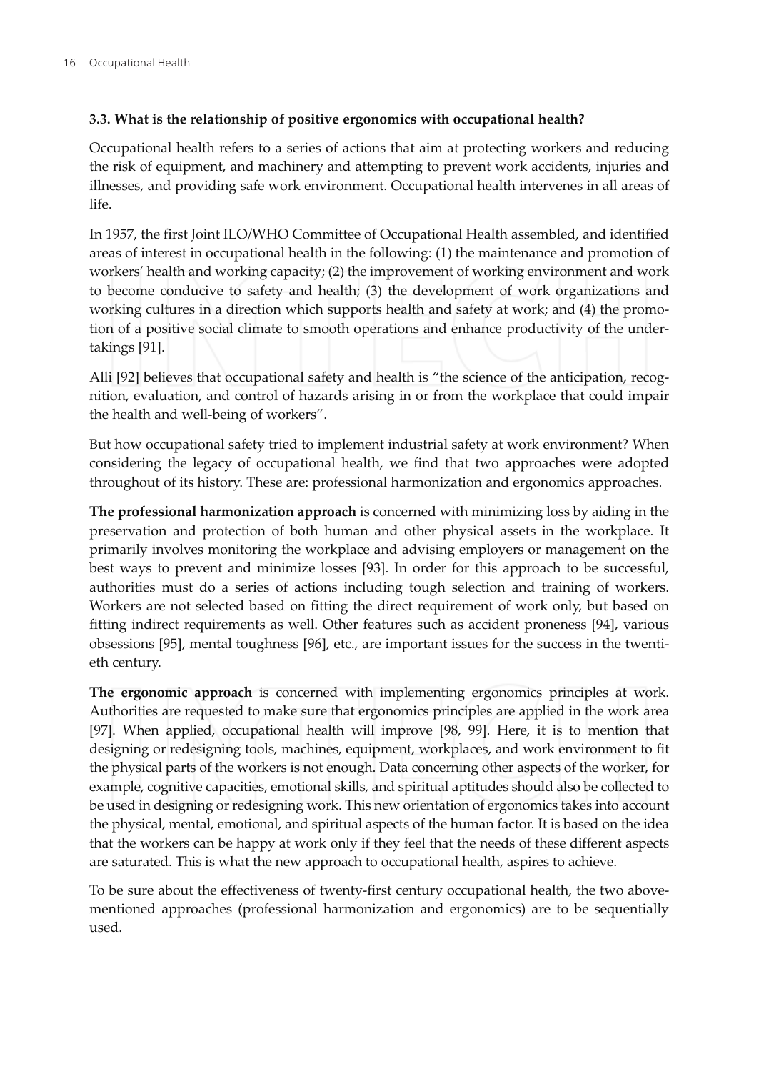### 3.3. What is the relationship of positive ergonomics with occupational health?

Occupational health refers to a series of actions that aim at protecting workers and reducing the risk of equipment, and machinery and attempting to prevent work accidents, injuries and illnesses, and providing safe work environment. Occupational health intervenes in all areas of life.

In 1957, the first Joint ILO/WHO Committee of Occupational Health assembled, and identified areas of interest in occupational health in the following: (1) the maintenance and promotion of workers' health and working capacity; (2) the improvement of working environment and work to become conducive to safety and health; (3) the development of work organizations and working cultures in a direction which supports health and safety at work; and (4) the promotion of a positive social climate to smooth operations and enhance productivity of the undertakings [91].

Alli [92] believes that occupational safety and health is "the science of the anticipation, recognition, evaluation, and control of hazards arising in or from the workplace that could impair the health and well-being of workers".

But how occupational safety tried to implement industrial safety at work environment? When considering the legacy of occupational health, we find that two approaches were adopted throughout of its history. These are: professional harmonization and ergonomics approaches.

**The professional harmonization approach** is concerned with minimizing loss by aiding in the preservation and protection of both human and other physical assets in the workplace. It primarily involves monitoring the workplace and advising employers or management on the best ways to prevent and minimize losses [93]. In order for this approach to be successful, authorities must do a series of actions including tough selection and training of workers. Workers are not selected based on fitting the direct requirement of work only, but based on fitting indirect requirements as well. Other features such as accident proneness [94], various obsessions [95], mental toughness [96], etc., are important issues for the success in the twentieth century.

**The ergonomic approach** is concerned with implementing ergonomics principles at work. Authorities are requested to make sure that ergonomics principles are applied in the work area [97]. When applied, occupational health will improve [98, 99]. Here, it is to mention that designing or redesigning tools, machines, equipment, workplaces, and work environment to fit the physical parts of the workers is not enough. Data concerning other aspects of the worker, for example, cognitive capacities, emotional skills, and spiritual aptitudes should also be collected to be used in designing or redesigning work. This new orientation of ergonomics takes into account the physical, mental, emotional, and spiritual aspects of the human factor. It is based on the idea that the workers can be happy at work only if they feel that the needs of these different aspects are saturated. This is what the new approach to occupational health, aspires to achieve.

To be sure about the effectiveness of twenty-first century occupational health, the two above-mentioned approaches (professional harmonization and ergonomics) are to be sequentially used.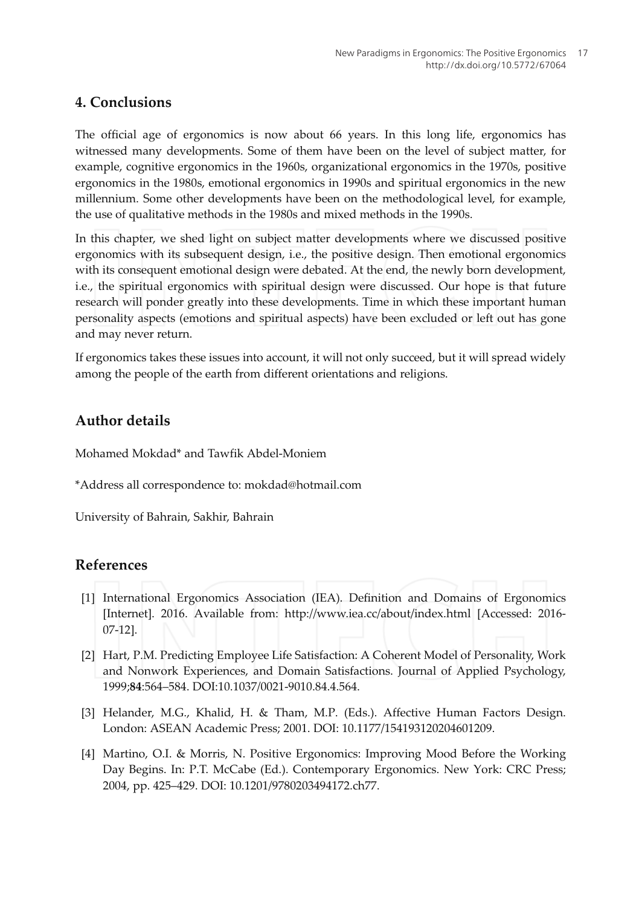## 4. Conclusions

The official age of ergonomics is now about 66 years. In this long life, ergonomics has witnessed many developments. Some of them have been on the level of subject matter, for example, cognitive ergonomics in the 1960s, organizational ergonomics in the 1970s, positive ergonomics in the 1980s, emotional ergonomics in 1990s and spiritual ergonomics in the new millennium. Some other developments have been on the methodological level, for example, the use of qualitative methods in the 1980s and mixed methods in the 1990s.

In this chapter, we shed light on subject matter developments where we discussed positive ergonomics with its subsequent design, i.e., the positive design. Then emotional ergonomics with its consequent emotional design were debated. At the end, the newly born development, i.e., the spiritual ergonomics with spiritual design were discussed. Our hope is that future research will ponder greatly into these developments. Time in which these important human personality aspects (emotions and spiritual aspects) have been excluded or left out has gone and may never return.

If ergonomics takes these issues into account, it will not only succeed, but it will spread widely among the people of the earth from different orientations and religions.

## Author details

Mohamed Mokdad* and Tawfik Abdel-Moniem

*Address all correspondence to: mokdad@hotmail.com

University of Bahrain, Sakhir, Bahrain

## References

[1] International Ergonomics Association (IEA). Definition and Domains of Ergonomics [Internet]. 2016. Available from: http://www.iea.cc/about/index.html [Accessed: 2016-07-12].

[2] Hart, P.M. Predicting Employee Life Satisfaction: A Coherent Model of Personality, Work and Nonwork Experiences, and Domain Satisfactions. Journal of Applied Psychology, 1999;**84**:564–584. DOI:10.1037/0021-9010.84.4.564.

[3] Helander, M.G., Khalid, H. & Tham, M.P. (Eds.). Affective Human Factors Design. London: ASEAN Academic Press; 2001. DOI: 10.1177/154193120204601209.

[4] Martino, O.I. & Morris, N. Positive Ergonomics: Improving Mood Before the Working Day Begins. In: P.T. McCabe (Ed.). Contemporary Ergonomics. New York: CRC Press; 2004, pp. 425–429. DOI: 10.1201/9780203494172.ch77.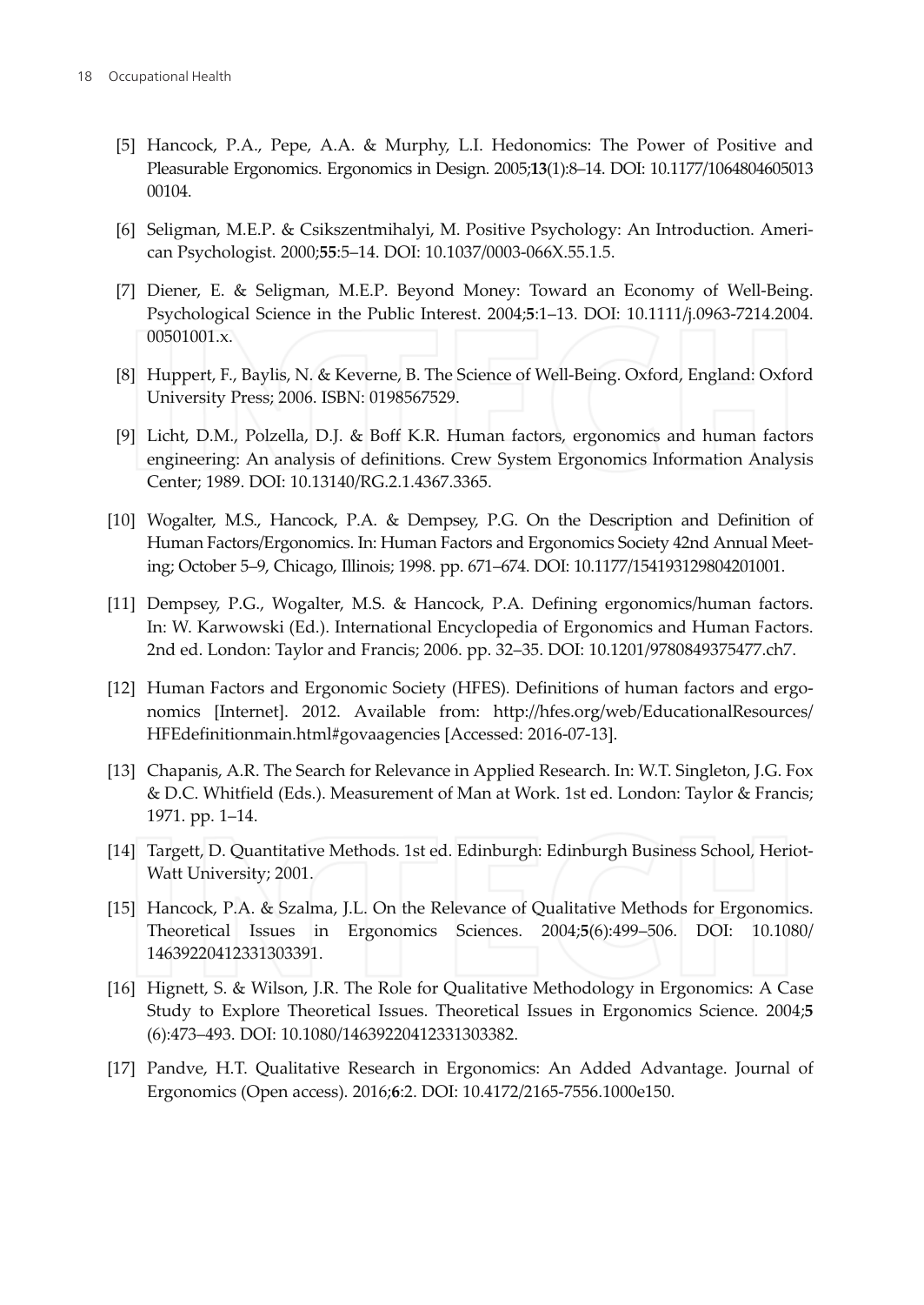[5] Hancock, P.A., Pepe, A.A. & Murphy, L.I. Hedonomics: The Power of Positive and Pleasurable Ergonomics. Ergonomics in Design. 2005;**13**(1):8–14. DOI: 10.1177/106480460501300104.

[6] Seligman, M.E.P. & Csikszentmihalyi, M. Positive Psychology: An Introduction. American Psychologist. 2000;**55**:5–14. DOI: 10.1037/0003-066X.55.1.5.

[7] Diener, E. & Seligman, M.E.P. Beyond Money: Toward an Economy of Well-Being. Psychological Science in the Public Interest. 2004;**5**:1–13. DOI: 10.1111/j.0963-7214.2004.00501001.x.

[8] Huppert, F., Baylis, N. & Keverne, B. The Science of Well-Being. Oxford, England: Oxford University Press; 2006. ISBN: 0198567529.

[9] Licht, D.M., Polzella, D.J. & Boff K.R. Human factors, ergonomics and human factors engineering: An analysis of definitions. Crew System Ergonomics Information Analysis Center; 1989. DOI: 10.13140/RG.2.1.4367.3365.

[10] Wogalter, M.S., Hancock, P.A. & Dempsey, P.G. On the Description and Definition of Human Factors/Ergonomics. In: Human Factors and Ergonomics Society 42nd Annual Meeting; October 5–9, Chicago, Illinois; 1998. pp. 671–674. DOI: 10.1177/154193129804201001.

[11] Dempsey, P.G., Wogalter, M.S. & Hancock, P.A. Defining ergonomics/human factors. In: W. Karwowski (Ed.). International Encyclopedia of Ergonomics and Human Factors. 2nd ed. London: Taylor and Francis; 2006. pp. 32–35. DOI: 10.1201/9780849375477.ch7.

[12] Human Factors and Ergonomic Society (HFES). Definitions of human factors and ergonomics [Internet]. 2012. Available from: http://hfes.org/web/EducationalResources/HFEdefinitionmain.html#govaagencies [Accessed: 2016-07-13].

[13] Chapanis, A.R. The Search for Relevance in Applied Research. In: W.T. Singleton, J.G. Fox & D.C. Whitfield (Eds.). Measurement of Man at Work. 1st ed. London: Taylor & Francis; 1971. pp. 1–14.

[14] Targett, D. Quantitative Methods. 1st ed. Edinburgh: Edinburgh Business School, Heriot-Watt University; 2001.

[15] Hancock, P.A. & Szalma, J.L. On the Relevance of Qualitative Methods for Ergonomics. Theoretical Issues in Ergonomics Sciences. 2004;**5**(6):499–506. DOI: 10.1080/14639220412331303391.

[16] Hignett, S. & Wilson, J.R. The Role for Qualitative Methodology in Ergonomics: A Case Study to Explore Theoretical Issues. Theoretical Issues in Ergonomics Science. 2004;**5**(6):473–493. DOI: 10.1080/14639220412331303382.

[17] Pandve, H.T. Qualitative Research in Ergonomics: An Added Advantage. Journal of Ergonomics (Open access). 2016;**6**:2. DOI: 10.4172/2165-7556.1000e150.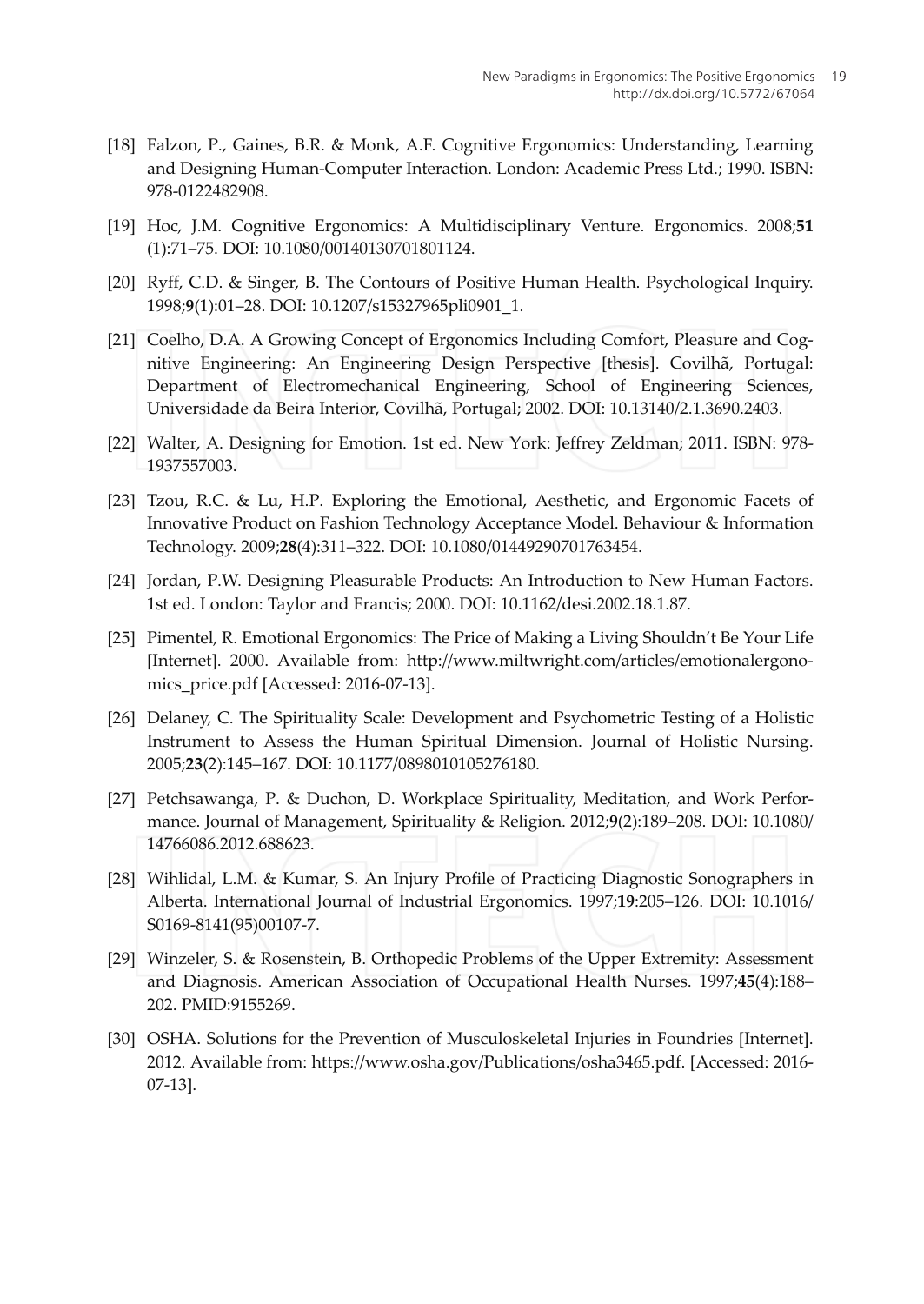[18] Falzon, P., Gaines, B.R. & Monk, A.F. Cognitive Ergonomics: Understanding, Learning and Designing Human-Computer Interaction. London: Academic Press Ltd.; 1990. ISBN: 978-0122482908.

[19] Hoc, J.M. Cognitive Ergonomics: A Multidisciplinary Venture. Ergonomics. 2008;**51** (1):71–75. DOI: 10.1080/00140130701801124.

[20] Ryff, C.D. & Singer, B. The Contours of Positive Human Health. Psychological Inquiry. 1998;**9**(1):01–28. DOI: 10.1207/s15327965pli0901_1.

[21] Coelho, D.A. A Growing Concept of Ergonomics Including Comfort, Pleasure and Cognitive Engineering: An Engineering Design Perspective [thesis]. Covilhã, Portugal: Department of Electromechanical Engineering, School of Engineering Sciences, Universidade da Beira Interior, Covilhã, Portugal; 2002. DOI: 10.13140/2.1.3690.2403.

[22] Walter, A. Designing for Emotion. 1st ed. New York: Jeffrey Zeldman; 2011. ISBN: 978-1937557003.

[23] Tzou, R.C. & Lu, H.P. Exploring the Emotional, Aesthetic, and Ergonomic Facets of Innovative Product on Fashion Technology Acceptance Model. Behaviour & Information Technology. 2009;**28**(4):311–322. DOI: 10.1080/01449290701763454.

[24] Jordan, P.W. Designing Pleasurable Products: An Introduction to New Human Factors. 1st ed. London: Taylor and Francis; 2000. DOI: 10.1162/desi.2002.18.1.87.

[25] Pimentel, R. Emotional Ergonomics: The Price of Making a Living Shouldn't Be Your Life [Internet]. 2000. Available from: http://www.miltwright.com/articles/emotionalergonomics_price.pdf [Accessed: 2016-07-13].

[26] Delaney, C. The Spirituality Scale: Development and Psychometric Testing of a Holistic Instrument to Assess the Human Spiritual Dimension. Journal of Holistic Nursing. 2005;**23**(2):145–167. DOI: 10.1177/0898010105276180.

[27] Petchsawanga, P. & Duchon, D. Workplace Spirituality, Meditation, and Work Performance. Journal of Management, Spirituality & Religion. 2012;**9**(2):189–208. DOI: 10.1080/14766086.2012.688623.

[28] Wihlidal, L.M. & Kumar, S. An Injury Profile of Practicing Diagnostic Sonographers in Alberta. International Journal of Industrial Ergonomics. 1997;**19**:205–126. DOI: 10.1016/S0169-8141(95)00107-7.

[29] Winzeler, S. & Rosenstein, B. Orthopedic Problems of the Upper Extremity: Assessment and Diagnosis. American Association of Occupational Health Nurses. 1997;**45**(4):188–202. PMID:9155269.

[30] OSHA. Solutions for the Prevention of Musculoskeletal Injuries in Foundries [Internet]. 2012. Available from: https://www.osha.gov/Publications/osha3465.pdf. [Accessed: 2016-07-13].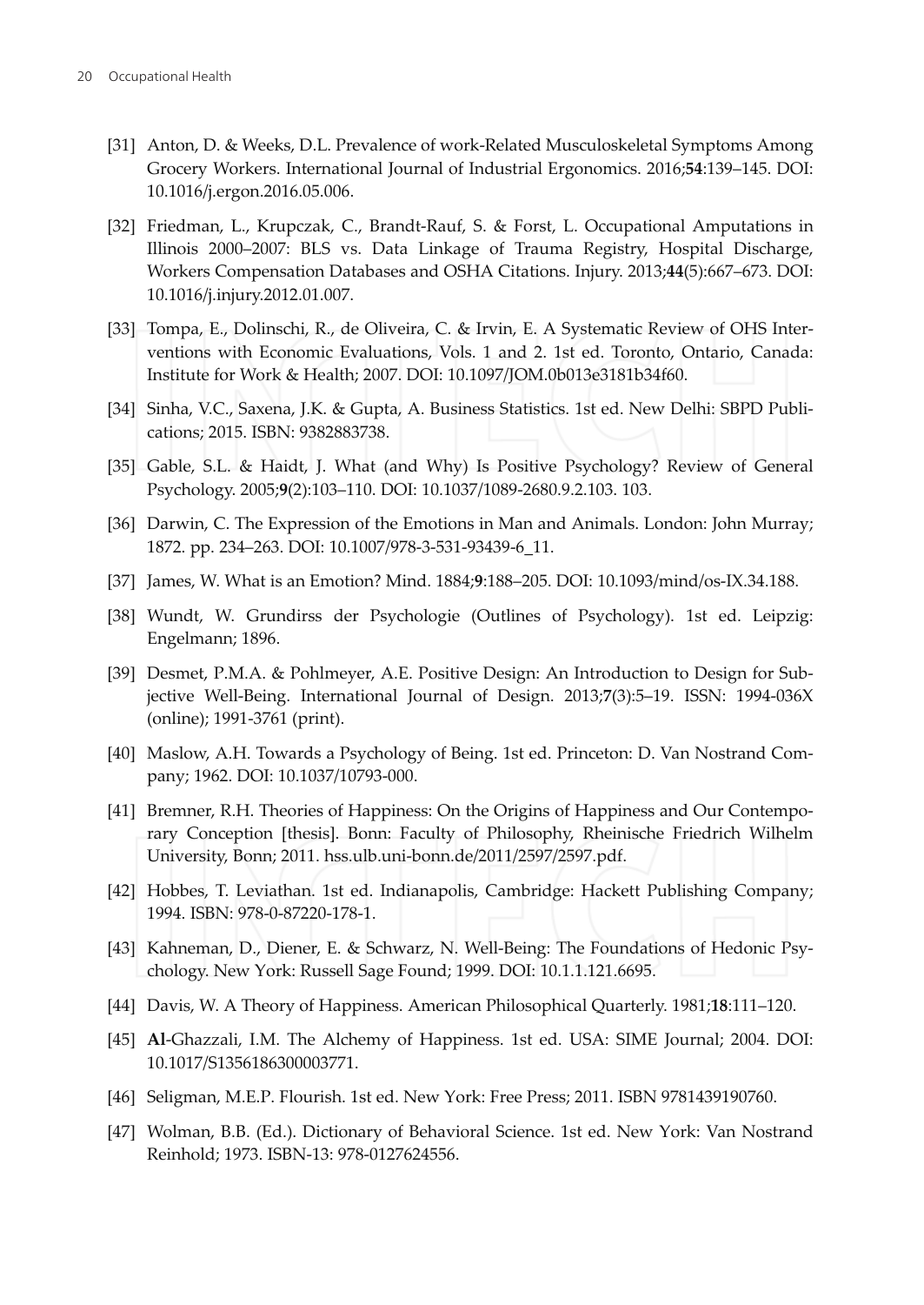[31] Anton, D. & Weeks, D.L. Prevalence of work-Related Musculoskeletal Symptoms Among Grocery Workers. International Journal of Industrial Ergonomics. 2016;**54**:139–145. DOI: 10.1016/j.ergon.2016.05.006.

[32] Friedman, L., Krupczak, C., Brandt-Rauf, S. & Forst, L. Occupational Amputations in Illinois 2000–2007: BLS vs. Data Linkage of Trauma Registry, Hospital Discharge, Workers Compensation Databases and OSHA Citations. Injury. 2013;**44**(5):667–673. DOI: 10.1016/j.injury.2012.01.007.

[33] Tompa, E., Dolinschi, R., de Oliveira, C. & Irvin, E. A Systematic Review of OHS Interventions with Economic Evaluations, Vols. 1 and 2. 1st ed. Toronto, Ontario, Canada: Institute for Work & Health; 2007. DOI: 10.1097/JOM.0b013e3181b34f60.

[34] Sinha, V.C., Saxena, J.K. & Gupta, A. Business Statistics. 1st ed. New Delhi: SBPD Publications; 2015. ISBN: 9382883738.

[35] Gable, S.L. & Haidt, J. What (and Why) Is Positive Psychology? Review of General Psychology. 2005;**9**(2):103–110. DOI: 10.1037/1089-2680.9.2.103. 103.

[36] Darwin, C. The Expression of the Emotions in Man and Animals. London: John Murray; 1872. pp. 234–263. DOI: 10.1007/978-3-531-93439-6_11.

[37] James, W. What is an Emotion? Mind. 1884;**9**:188–205. DOI: 10.1093/mind/os-IX.34.188.

[38] Wundt, W. Grundirss der Psychologie (Outlines of Psychology). 1st ed. Leipzig: Engelmann; 1896.

[39] Desmet, P.M.A. & Pohlmeyer, A.E. Positive Design: An Introduction to Design for Subjective Well-Being. International Journal of Design. 2013;**7**(3):5–19. ISSN: 1994-036X (online); 1991-3761 (print).

[40] Maslow, A.H. Towards a Psychology of Being. 1st ed. Princeton: D. Van Nostrand Company; 1962. DOI: 10.1037/10793-000.

[41] Bremner, R.H. Theories of Happiness: On the Origins of Happiness and Our Contemporary Conception [thesis]. Bonn: Faculty of Philosophy, Rheinische Friedrich Wilhelm University, Bonn; 2011. hss.ulb.uni-bonn.de/2011/2597/2597.pdf.

[42] Hobbes, T. Leviathan. 1st ed. Indianapolis, Cambridge: Hackett Publishing Company; 1994. ISBN: 978-0-87220-178-1.

[43] Kahneman, D., Diener, E. & Schwarz, N. Well-Being: The Foundations of Hedonic Psychology. New York: Russell Sage Found; 1999. DOI: 10.1.1.121.6695.

[44] Davis, W. A Theory of Happiness. American Philosophical Quarterly. 1981;**18**:111–120.

[45] **Al**-Ghazzali, I.M. The Alchemy of Happiness. 1st ed. USA: SIME Journal; 2004. DOI: 10.1017/S1356186300003771.

[46] Seligman, M.E.P. Flourish. 1st ed. New York: Free Press; 2011. ISBN 9781439190760.

[47] Wolman, B.B. (Ed.). Dictionary of Behavioral Science. 1st ed. New York: Van Nostrand Reinhold; 1973. ISBN-13: 978-0127624556.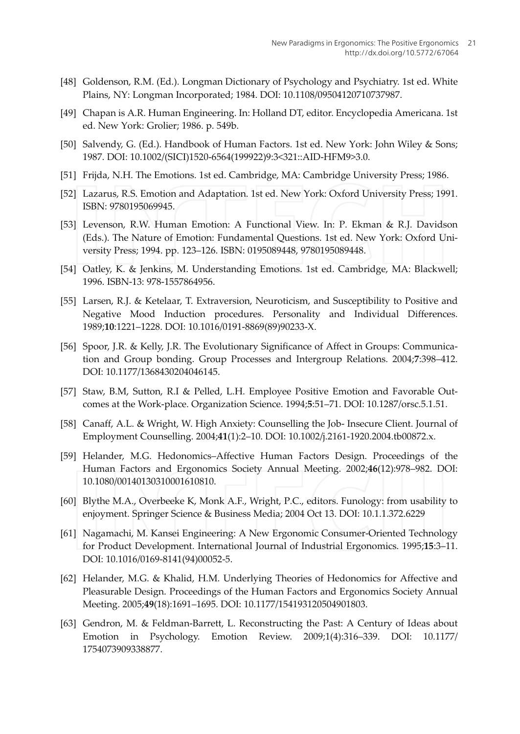[48] Goldenson, R.M. (Ed.). Longman Dictionary of Psychology and Psychiatry. 1st ed. White Plains, NY: Longman Incorporated; 1984. DOI: 10.1108/09504120710737987.

[49] Chapan is A.R. Human Engineering. In: Holland DT, editor. Encyclopedia Americana. 1st ed. New York: Grolier; 1986. p. 549b.

[50] Salvendy, G. (Ed.). Handbook of Human Factors. 1st ed. New York: John Wiley & Sons; 1987. DOI: 10.1002/(SICI)1520-6564(199922)9:3<321::AID-HFM9>3.0.

[51] Frijda, N.H. The Emotions. 1st ed. Cambridge, MA: Cambridge University Press; 1986.

[52] Lazarus, R.S. Emotion and Adaptation. 1st ed. New York: Oxford University Press; 1991. ISBN: 9780195069945.

[53] Levenson, R.W. Human Emotion: A Functional View. In: P. Ekman & R.J. Davidson (Eds.). The Nature of Emotion: Fundamental Questions. 1st ed. New York: Oxford University Press; 1994. pp. 123–126. ISBN: 0195089448, 9780195089448.

[54] Oatley, K. & Jenkins, M. Understanding Emotions. 1st ed. Cambridge, MA: Blackwell; 1996. ISBN-13: 978-1557864956.

[55] Larsen, R.J. & Ketelaar, T. Extraversion, Neuroticism, and Susceptibility to Positive and Negative Mood Induction procedures. Personality and Individual Differences. 1989;**10**:1221–1228. DOI: 10.1016/0191-8869(89)90233-X.

[56] Spoor, J.R. & Kelly, J.R. The Evolutionary Significance of Affect in Groups: Communication and Group bonding. Group Processes and Intergroup Relations. 2004;**7**:398–412. DOI: 10.1177/1368430204046145.

[57] Staw, B.M, Sutton, R.I & Pelled, L.H. Employee Positive Emotion and Favorable Outcomes at the Work-place. Organization Science. 1994;**5**:51–71. DOI: 10.1287/orsc.5.1.51.

[58] Canaff, A.L. & Wright, W. High Anxiety: Counselling the Job- Insecure Client. Journal of Employment Counselling. 2004;**41**(1):2–10. DOI: 10.1002/j.2161-1920.2004.tb00872.x.

[59] Helander, M.G. Hedonomics–Affective Human Factors Design. Proceedings of the Human Factors and Ergonomics Society Annual Meeting. 2002;**46**(12):978–982. DOI: 10.1080/00140130310001610810.

[60] Blythe M.A., Overbeeke K, Monk A.F., Wright, P.C., editors. Funology: from usability to enjoyment. Springer Science & Business Media; 2004 Oct 13. DOI: 10.1.1.372.6229

[61] Nagamachi, M. Kansei Engineering: A New Ergonomic Consumer-Oriented Technology for Product Development. International Journal of Industrial Ergonomics. 1995;**15**:3–11. DOI: 10.1016/0169-8141(94)00052-5.

[62] Helander, M.G. & Khalid, H.M. Underlying Theories of Hedonomics for Affective and Pleasurable Design. Proceedings of the Human Factors and Ergonomics Society Annual Meeting. 2005;**49**(18):1691–1695. DOI: 10.1177/154193120504901803.

[63] Gendron, M. & Feldman-Barrett, L. Reconstructing the Past: A Century of Ideas about Emotion in Psychology. Emotion Review. 2009;1(4):316–339. DOI: 10.1177/1754073909338877.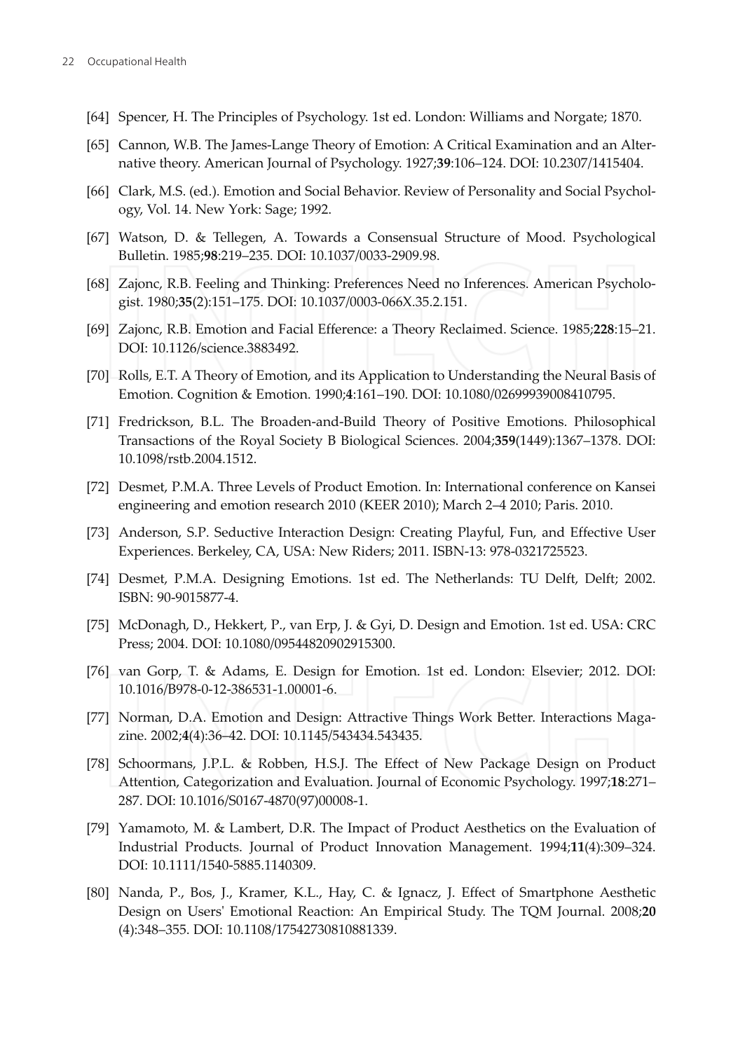[64] Spencer, H. The Principles of Psychology. 1st ed. London: Williams and Norgate; 1870.

[65] Cannon, W.B. The James-Lange Theory of Emotion: A Critical Examination and an Alternative theory. American Journal of Psychology. 1927;**39**:106–124. DOI: 10.2307/1415404.

[66] Clark, M.S. (ed.). Emotion and Social Behavior. Review of Personality and Social Psychology, Vol. 14. New York: Sage; 1992.

[67] Watson, D. & Tellegen, A. Towards a Consensual Structure of Mood. Psychological Bulletin. 1985;**98**:219–235. DOI: 10.1037/0033-2909.98.

[68] Zajonc, R.B. Feeling and Thinking: Preferences Need no Inferences. American Psychologist. 1980;**35**(2):151–175. DOI: 10.1037/0003-066X.35.2.151.

[69] Zajonc, R.B. Emotion and Facial Efference: a Theory Reclaimed. Science. 1985;**228**:15–21. DOI: 10.1126/science.3883492.

[70] Rolls, E.T. A Theory of Emotion, and its Application to Understanding the Neural Basis of Emotion. Cognition & Emotion. 1990;**4**:161–190. DOI: 10.1080/02699939008410795.

[71] Fredrickson, B.L. The Broaden-and-Build Theory of Positive Emotions. Philosophical Transactions of the Royal Society B Biological Sciences. 2004;**359**(1449):1367–1378. DOI: 10.1098/rstb.2004.1512.

[72] Desmet, P.M.A. Three Levels of Product Emotion. In: International conference on Kansei engineering and emotion research 2010 (KEER 2010); March 2–4 2010; Paris. 2010.

[73] Anderson, S.P. Seductive Interaction Design: Creating Playful, Fun, and Effective User Experiences. Berkeley, CA, USA: New Riders; 2011. ISBN-13: 978-0321725523.

[74] Desmet, P.M.A. Designing Emotions. 1st ed. The Netherlands: TU Delft, Delft; 2002. ISBN: 90-9015877-4.

[75] McDonagh, D., Hekkert, P., van Erp, J. & Gyi, D. Design and Emotion. 1st ed. USA: CRC Press; 2004. DOI: 10.1080/09544820902915300.

[76] van Gorp, T. & Adams, E. Design for Emotion. 1st ed. London: Elsevier; 2012. DOI: 10.1016/B978-0-12-386531-1.00001-6.

[77] Norman, D.A. Emotion and Design: Attractive Things Work Better. Interactions Magazine. 2002;**4**(4):36–42. DOI: 10.1145/543434.543435.

[78] Schoormans, J.P.L. & Robben, H.S.J. The Effect of New Package Design on Product Attention, Categorization and Evaluation. Journal of Economic Psychology. 1997;**18**:271–287. DOI: 10.1016/S0167-4870(97)00008-1.

[79] Yamamoto, M. & Lambert, D.R. The Impact of Product Aesthetics on the Evaluation of Industrial Products. Journal of Product Innovation Management. 1994;**11**(4):309–324. DOI: 10.1111/1540-5885.1140309.

[80] Nanda, P., Bos, J., Kramer, K.L., Hay, C. & Ignacz, J. Effect of Smartphone Aesthetic Design on Users' Emotional Reaction: An Empirical Study. The TQM Journal. 2008;**20** (4):348–355. DOI: 10.1108/17542730810881339.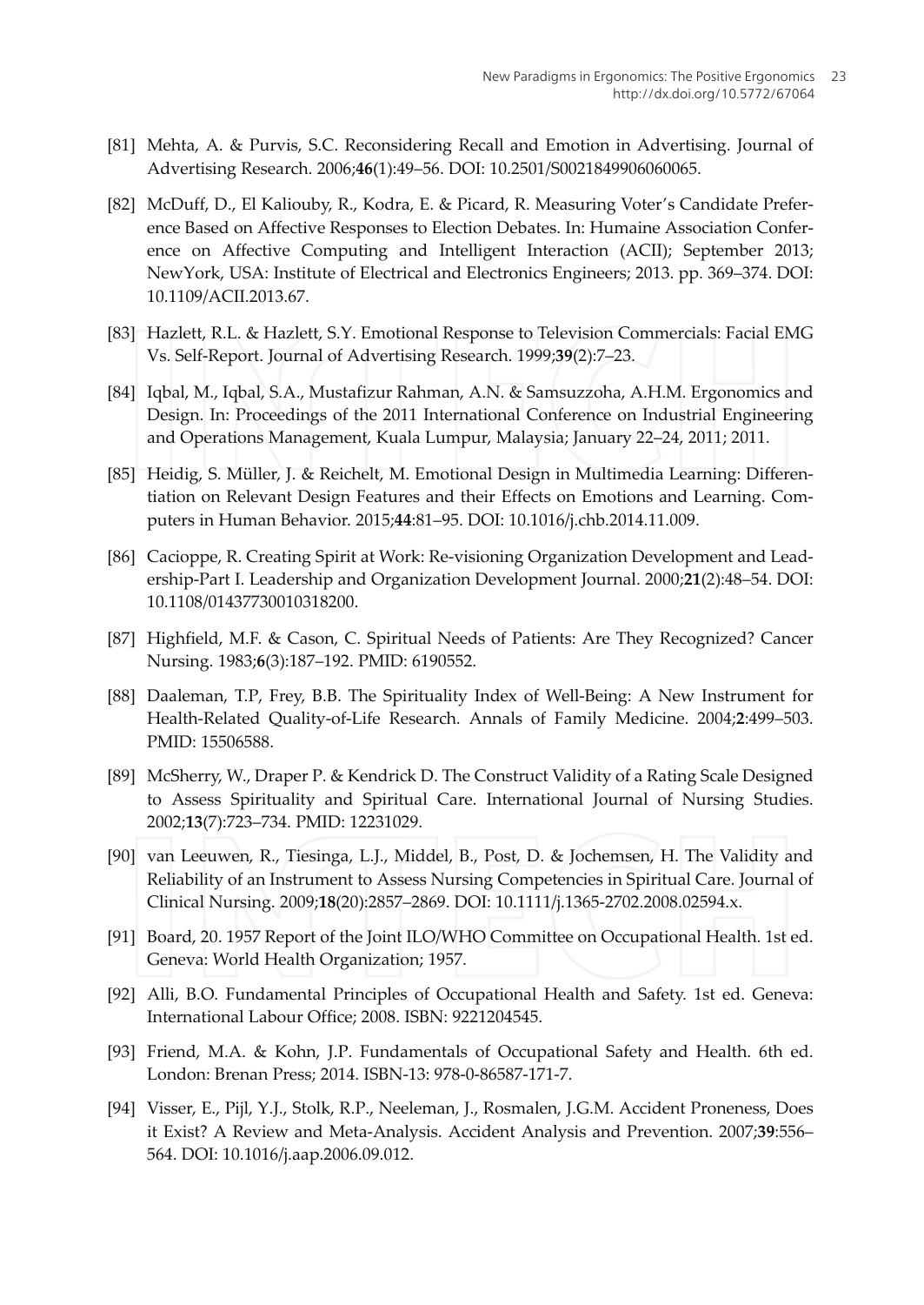[81] Mehta, A. & Purvis, S.C. Reconsidering Recall and Emotion in Advertising. Journal of Advertising Research. 2006;**46**(1):49–56. DOI: 10.2501/S0021849906060065.

[82] McDuff, D., El Kaliouby, R., Kodra, E. & Picard, R. Measuring Voter's Candidate Preference Based on Affective Responses to Election Debates. In: Humaine Association Conference on Affective Computing and Intelligent Interaction (ACII); September 2013; NewYork, USA: Institute of Electrical and Electronics Engineers; 2013. pp. 369–374. DOI: 10.1109/ACII.2013.67.

[83] Hazlett, R.L. & Hazlett, S.Y. Emotional Response to Television Commercials: Facial EMG Vs. Self-Report. Journal of Advertising Research. 1999;**39**(2):7–23.

[84] Iqbal, M., Iqbal, S.A., Mustafizur Rahman, A.N. & Samsuzzoha, A.H.M. Ergonomics and Design. In: Proceedings of the 2011 International Conference on Industrial Engineering and Operations Management, Kuala Lumpur, Malaysia; January 22–24, 2011; 2011.

[85] Heidig, S. Müller, J. & Reichelt, M. Emotional Design in Multimedia Learning: Differentiation on Relevant Design Features and their Effects on Emotions and Learning. Computers in Human Behavior. 2015;**44**:81–95. DOI: 10.1016/j.chb.2014.11.009.

[86] Cacioppe, R. Creating Spirit at Work: Re-visioning Organization Development and Leadership-Part I. Leadership and Organization Development Journal. 2000;**21**(2):48–54. DOI: 10.1108/01437730010318200.

[87] Highfield, M.F. & Cason, C. Spiritual Needs of Patients: Are They Recognized? Cancer Nursing. 1983;**6**(3):187–192. PMID: 6190552.

[88] Daaleman, T.P, Frey, B.B. The Spirituality Index of Well-Being: A New Instrument for Health-Related Quality-of-Life Research. Annals of Family Medicine. 2004;**2**:499–503. PMID: 15506588.

[89] McSherry, W., Draper P. & Kendrick D. The Construct Validity of a Rating Scale Designed to Assess Spirituality and Spiritual Care. International Journal of Nursing Studies. 2002;**13**(7):723–734. PMID: 12231029.

[90] van Leeuwen, R., Tiesinga, L.J., Middel, B., Post, D. & Jochemsen, H. The Validity and Reliability of an Instrument to Assess Nursing Competencies in Spiritual Care. Journal of Clinical Nursing. 2009;**18**(20):2857–2869. DOI: 10.1111/j.1365-2702.2008.02594.x.

[91] Board, 20. 1957 Report of the Joint ILO/WHO Committee on Occupational Health. 1st ed. Geneva: World Health Organization; 1957.

[92] Alli, B.O. Fundamental Principles of Occupational Health and Safety. 1st ed. Geneva: International Labour Office; 2008. ISBN: 9221204545.

[93] Friend, M.A. & Kohn, J.P. Fundamentals of Occupational Safety and Health. 6th ed. London: Brenan Press; 2014. ISBN-13: 978-0-86587-171-7.

[94] Visser, E., Pijl, Y.J., Stolk, R.P., Neeleman, J., Rosmalen, J.G.M. Accident Proneness, Does it Exist? A Review and Meta-Analysis. Accident Analysis and Prevention. 2007;**39**:556–564. DOI: 10.1016/j.aap.2006.09.012.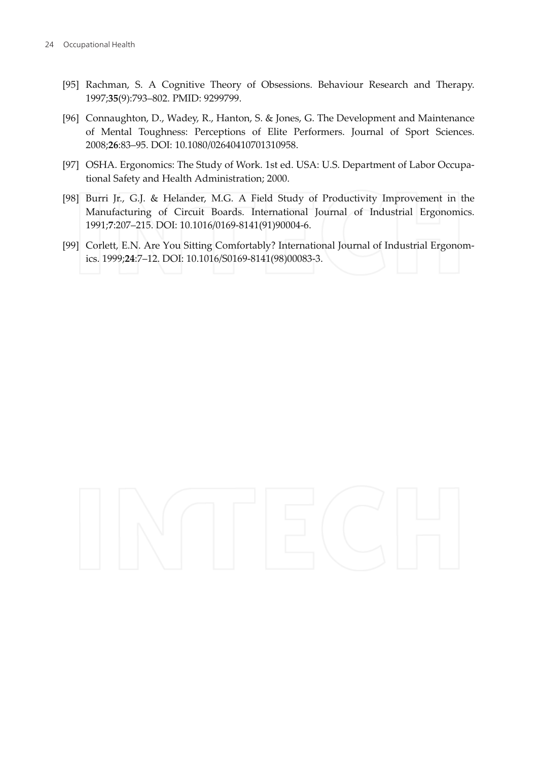[95] Rachman, S. A Cognitive Theory of Obsessions. Behaviour Research and Therapy. 1997;**35**(9):793–802. PMID: 9299799.

[96] Connaughton, D., Wadey, R., Hanton, S. & Jones, G. The Development and Maintenance of Mental Toughness: Perceptions of Elite Performers. Journal of Sport Sciences. 2008;**26**:83–95. DOI: 10.1080/02640410701310958.

[97] OSHA. Ergonomics: The Study of Work. 1st ed. USA: U.S. Department of Labor Occupational Safety and Health Administration; 2000.

[98] Burri Jr., G.J. & Helander, M.G. A Field Study of Productivity Improvement in the Manufacturing of Circuit Boards. International Journal of Industrial Ergonomics. 1991;**7**:207–215. DOI: 10.1016/0169-8141(91)90004-6.

[99] Corlett, E.N. Are You Sitting Comfortably? International Journal of Industrial Ergonomics. 1999;**24**:7–12. DOI: 10.1016/S0169-8141(98)00083-3.